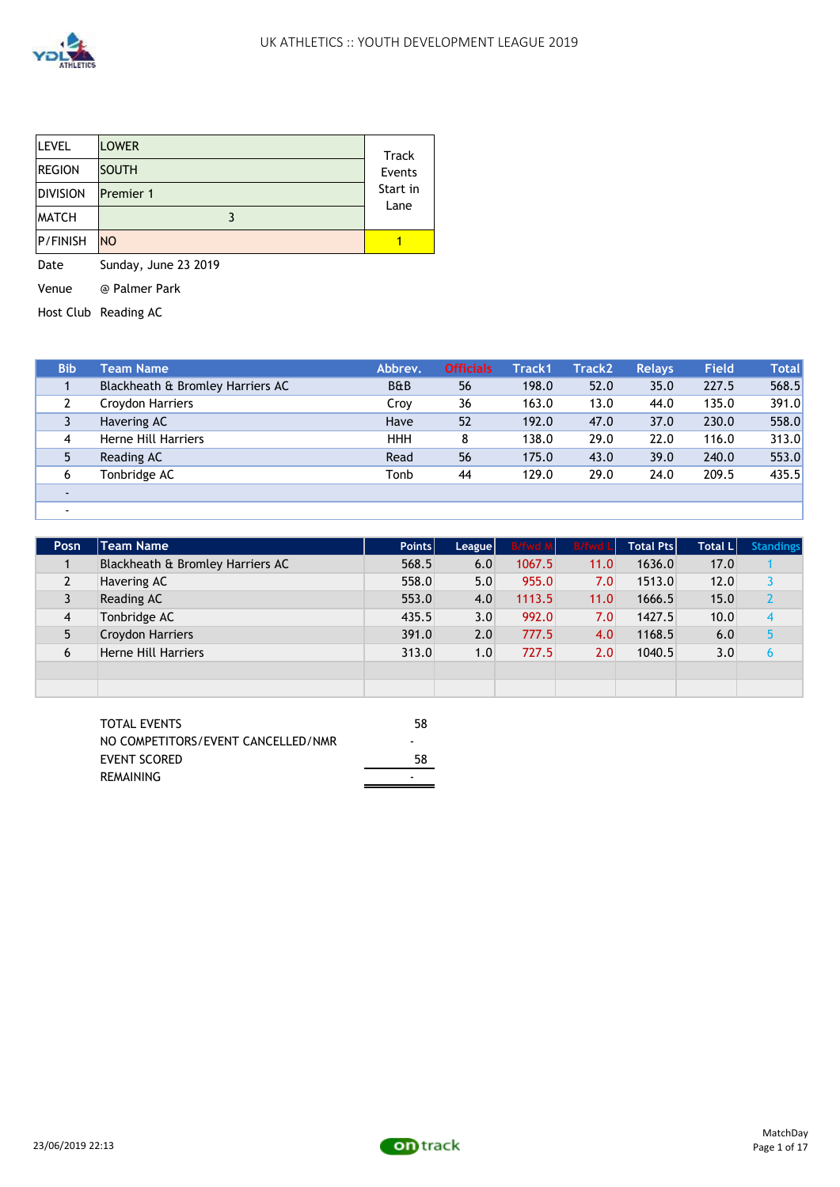# UK ATHLETICS :: YOUTH DEVELOPMENT LEAGUE 2019

| LEVEL | LOWER | Track Events Start in Lane |
|---|---|---|
| REGION | SOUTH | |
| DIVISION | Premier 1 | |
| MATCH | 3 | |
| P/FINISH | NO | 1 |

Date Sunday, June 23 2019

Venue @ Palmer Park

Host Club Reading AC

| Bib | Team Name | Abbrev. | Officials | Track1 | Track2 | Relays | Field | Total |
|---|---|---|---|---|---|---|---|---|
| 1 | Blackheath & Bromley Harriers AC | B&B | 56 | 198.0 | 52.0 | 35.0 | 227.5 | 568.5 |
| 2 | Croydon Harriers | Croy | 36 | 163.0 | 13.0 | 44.0 | 135.0 | 391.0 |
| 3 | Havering AC | Have | 52 | 192.0 | 47.0 | 37.0 | 230.0 | 558.0 |
| 4 | Herne Hill Harriers | HHH | 8 | 138.0 | 29.0 | 22.0 | 116.0 | 313.0 |
| 5 | Reading AC | Read | 56 | 175.0 | 43.0 | 39.0 | 240.0 | 553.0 |
| 6 | Tonbridge AC | Tonb | 44 | 129.0 | 29.0 | 24.0 | 209.5 | 435.5 |
| - | | | | | | | | |
| - | | | | | | | | |

| Posn | Team Name | Points | League | B/fwd M | B/fwd L | Total Pts | Total L | Standings |
|---|---|---|---|---|---|---|---|---|
| 1 | Blackheath & Bromley Harriers AC | 568.5 | 6.0 | 1067.5 | 11.0 | 1636.0 | 17.0 | 1 |
| 2 | Havering AC | 558.0 | 5.0 | 955.0 | 7.0 | 1513.0 | 12.0 | 3 |
| 3 | Reading AC | 553.0 | 4.0 | 1113.5 | 11.0 | 1666.5 | 15.0 | 2 |
| 4 | Tonbridge AC | 435.5 | 3.0 | 992.0 | 7.0 | 1427.5 | 10.0 | 4 |
| 5 | Croydon Harriers | 391.0 | 2.0 | 777.5 | 4.0 | 1168.5 | 6.0 | 5 |
| 6 | Herne Hill Harriers | 313.0 | 1.0 | 727.5 | 2.0 | 1040.5 | 3.0 | 6 |
| | | | | | | | | |
| | | | | | | | | |

| | |
|---|---|
| TOTAL EVENTS | 58 |
| NO COMPETITORS/EVENT CANCELLED/NMR | - |
| EVENT SCORED | 58 |
| REMAINING | - |

23/06/2019 22:13

MatchDay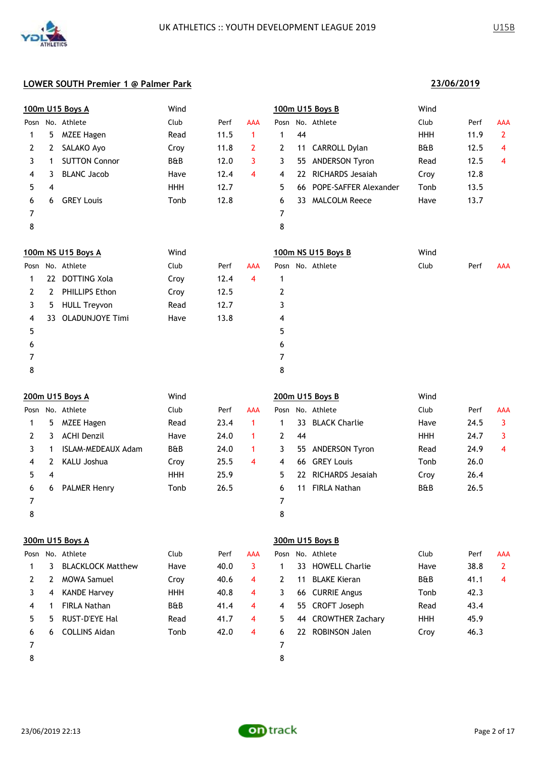UK ATHLETICS :: YOUTH DEVELOPMENT LEAGUE 2019

U15B

## LOWER SOUTH Premier 1 @ Palmer Park

**23/06/2019**

### 100m U15 Boys A

Wind

| Posn | No. | Athlete | Club | Perf | AAA |
|---|---|---|---|---|---|
| 1 | 5 | MZEE Hagen | Read | 11.5 | 1 |
| 2 | 2 | SALAKO Ayo | Croy | 11.8 | 2 |
| 3 | 1 | SUTTON Connor | B&B | 12.0 | 3 |
| 4 | 3 | BLANC Jacob | Have | 12.4 | 4 |
| 5 | 4 | | HHH | 12.7 | |
| 6 | 6 | GREY Louis | Tonb | 12.8 | |
| 7 | | | | | |
| 8 | | | | | |

### 100m U15 Boys B

Wind

| Posn | No. | Athlete | Club | Perf | AAA |
|---|---|---|---|---|---|
| 1 | 44 | | HHH | 11.9 | 2 |
| 2 | 11 | CARROLL Dylan | B&B | 12.5 | 4 |
| 3 | 55 | ANDERSON Tyron | Read | 12.5 | 4 |
| 4 | 22 | RICHARDS Jesaiah | Croy | 12.8 | |
| 5 | 66 | POPE-SAFFER Alexander | Tonb | 13.5 | |
| 6 | 33 | MALCOLM Reece | Have | 13.7 | |
| 7 | | | | | |
| 8 | | | | | |

### 100m NS U15 Boys A

Wind

| Posn | No. | Athlete | Club | Perf | AAA |
|---|---|---|---|---|---|
| 1 | 22 | DOTTING Xola | Croy | 12.4 | 4 |
| 2 | 2 | PHILLIPS Ethon | Croy | 12.5 | |
| 3 | 5 | HULL Treyvon | Read | 12.7 | |
| 4 | 33 | OLADUNJOYE Timi | Have | 13.8 | |
| 5 | | | | | |
| 6 | | | | | |
| 7 | | | | | |
| 8 | | | | | |

### 100m NS U15 Boys B

Wind

| Posn | No. | Athlete | Club | Perf | AAA |
|---|---|---|---|---|---|
| 1 | | | | | |
| 2 | | | | | |
| 3 | | | | | |
| 4 | | | | | |
| 5 | | | | | |
| 6 | | | | | |
| 7 | | | | | |
| 8 | | | | | |

### 200m U15 Boys A

Wind

| Posn | No. | Athlete | Club | Perf | AAA |
|---|---|---|---|---|---|
| 1 | 5 | MZEE Hagen | Read | 23.4 | 1 |
| 2 | 3 | ACHI Denzil | Have | 24.0 | 1 |
| 3 | 1 | ISLAM-MEDEAUX Adam | B&B | 24.0 | 1 |
| 4 | 2 | KALU Joshua | Croy | 25.5 | 4 |
| 5 | 4 | | HHH | 25.9 | |
| 6 | 6 | PALMER Henry | Tonb | 26.5 | |
| 7 | | | | | |
| 8 | | | | | |

### 200m U15 Boys B

Wind

| Posn | No. | Athlete | Club | Perf | AAA |
|---|---|---|---|---|---|
| 1 | 33 | BLACK Charlie | Have | 24.5 | 3 |
| 2 | 44 | | HHH | 24.7 | 3 |
| 3 | 55 | ANDERSON Tyron | Read | 24.9 | 4 |
| 4 | 66 | GREY Louis | Tonb | 26.0 | |
| 5 | 22 | RICHARDS Jesaiah | Croy | 26.4 | |
| 6 | 11 | FIRLA Nathan | B&B | 26.5 | |
| 7 | | | | | |
| 8 | | | | | |

### 300m U15 Boys A

| Posn | No. | Athlete | Club | Perf | AAA |
|---|---|---|---|---|---|
| 1 | 3 | BLACKLOCK Matthew | Have | 40.0 | 3 |
| 2 | 2 | MOWA Samuel | Croy | 40.6 | 4 |
| 3 | 4 | KANDE Harvey | HHH | 40.8 | 4 |
| 4 | 1 | FIRLA Nathan | B&B | 41.4 | 4 |
| 5 | 5 | RUST-D'EYE Hal | Read | 41.7 | 4 |
| 6 | 6 | COLLINS Aidan | Tonb | 42.0 | 4 |
| 7 | | | | | |
| 8 | | | | | |

### 300m U15 Boys B

| Posn | No. | Athlete | Club | Perf | AAA |
|---|---|---|---|---|---|
| 1 | 33 | HOWELL Charlie | Have | 38.8 | 2 |
| 2 | 11 | BLAKE Kieran | B&B | 41.1 | 4 |
| 3 | 66 | CURRIE Angus | Tonb | 42.3 | |
| 4 | 55 | CROFT Joseph | Read | 43.4 | |
| 5 | 44 | CROWTHER Zachary | HHH | 45.9 | |
| 6 | 22 | ROBINSON Jalen | Croy | 46.3 | |
| 7 | | | | | |
| 8 | | | | | |

23/06/2019 22:13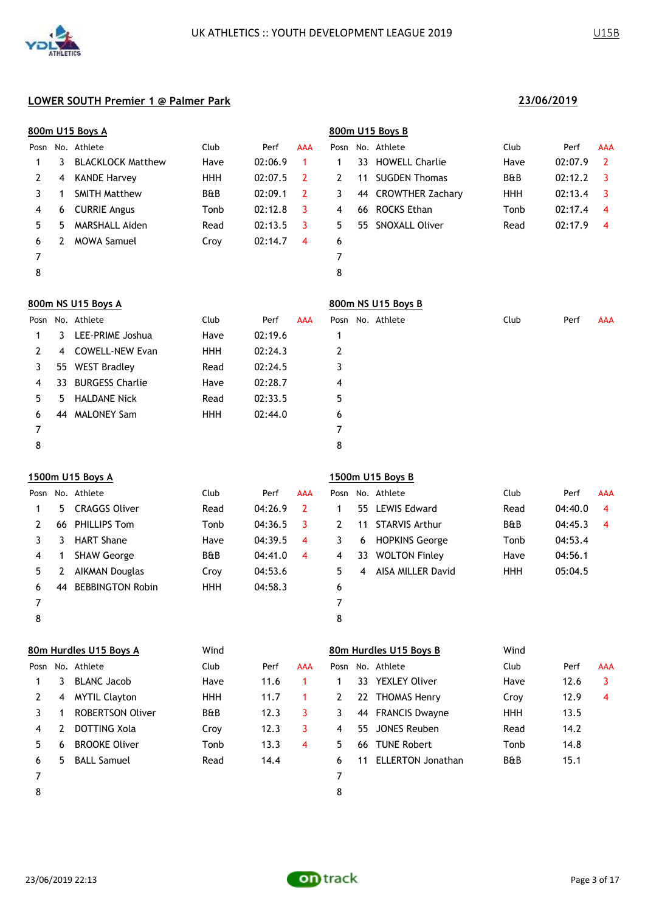# LOWER SOUTH Premier 1 @ Palmer Park

**23/06/2019**

U15B

## 800m U15 Boys A

| Posn | No. | Athlete | Club | Perf | AAA |
|---|---|---|---|---|---|
| 1 | 3 | BLACKLOCK Matthew | Have | 02:06.9 | 1 |
| 2 | 4 | KANDE Harvey | HHH | 02:07.5 | 2 |
| 3 | 1 | SMITH Matthew | B&B | 02:09.1 | 2 |
| 4 | 6 | CURRIE Angus | Tonb | 02:12.8 | 3 |
| 5 | 5 | MARSHALL Aiden | Read | 02:13.5 | 3 |
| 6 | 2 | MOWA Samuel | Croy | 02:14.7 | 4 |
| 7 | | | | | |
| 8 | | | | | |

## 800m U15 Boys B

| Posn | No. | Athlete | Club | Perf | AAA |
|---|---|---|---|---|---|
| 1 | 33 | HOWELL Charlie | Have | 02:07.9 | 2 |
| 2 | 11 | SUGDEN Thomas | B&B | 02:12.2 | 3 |
| 3 | 44 | CROWTHER Zachary | HHH | 02:13.4 | 3 |
| 4 | 66 | ROCKS Ethan | Tonb | 02:17.4 | 4 |
| 5 | 55 | SNOXALL Oliver | Read | 02:17.9 | 4 |
| 6 | | | | | |
| 7 | | | | | |
| 8 | | | | | |

## 800m NS U15 Boys A

| Posn | No. | Athlete | Club | Perf | AAA |
|---|---|---|---|---|---|
| 1 | 3 | LEE-PRIME Joshua | Have | 02:19.6 | |
| 2 | 4 | COWELL-NEW Evan | HHH | 02:24.3 | |
| 3 | 55 | WEST Bradley | Read | 02:24.5 | |
| 4 | 33 | BURGESS Charlie | Have | 02:28.7 | |
| 5 | 5 | HALDANE Nick | Read | 02:33.5 | |
| 6 | 44 | MALONEY Sam | HHH | 02:44.0 | |
| 7 | | | | | |
| 8 | | | | | |

## 800m NS U15 Boys B

| Posn | No. | Athlete | Club | Perf | AAA |
|---|---|---|---|---|---|
| 1 | | | | | |
| 2 | | | | | |
| 3 | | | | | |
| 4 | | | | | |
| 5 | | | | | |
| 6 | | | | | |
| 7 | | | | | |
| 8 | | | | | |

## 1500m U15 Boys A

| Posn | No. | Athlete | Club | Perf | AAA |
|---|---|---|---|---|---|
| 1 | 5 | CRAGGS Oliver | Read | 04:26.9 | 2 |
| 2 | 66 | PHILLIPS Tom | Tonb | 04:36.5 | 3 |
| 3 | 3 | HART Shane | Have | 04:39.5 | 4 |
| 4 | 1 | SHAW George | B&B | 04:41.0 | 4 |
| 5 | 2 | AIKMAN Douglas | Croy | 04:53.6 | |
| 6 | 44 | BEBBINGTON Robin | HHH | 04:58.3 | |
| 7 | | | | | |
| 8 | | | | | |

## 1500m U15 Boys B

| Posn | No. | Athlete | Club | Perf | AAA |
|---|---|---|---|---|---|
| 1 | 55 | LEWIS Edward | Read | 04:40.0 | 4 |
| 2 | 11 | STARVIS Arthur | B&B | 04:45.3 | 4 |
| 3 | 6 | HOPKINS George | Tonb | 04:53.4 | |
| 4 | 33 | WOLTON Finley | Have | 04:56.1 | |
| 5 | 4 | AISA MILLER David | HHH | 05:04.5 | |
| 6 | | | | | |
| 7 | | | | | |
| 8 | | | | | |

## 80m Hurdles U15 Boys A

Wind

| Posn | No. | Athlete | Club | Perf | AAA |
|---|---|---|---|---|---|
| 1 | 3 | BLANC Jacob | Have | 11.6 | 1 |
| 2 | 4 | MYTIL Clayton | HHH | 11.7 | 1 |
| 3 | 1 | ROBERTSON Oliver | B&B | 12.3 | 3 |
| 4 | 2 | DOTTING Xola | Croy | 12.3 | 3 |
| 5 | 6 | BROOKE Oliver | Tonb | 13.3 | 4 |
| 6 | 5 | BALL Samuel | Read | 14.4 | |
| 7 | | | | | |
| 8 | | | | | |

## 80m Hurdles U15 Boys B

Wind

| Posn | No. | Athlete | Club | Perf | AAA |
|---|---|---|---|---|---|
| 1 | 33 | YEXLEY Oliver | Have | 12.6 | 3 |
| 2 | 22 | THOMAS Henry | Croy | 12.9 | 4 |
| 3 | 44 | FRANCIS Dwayne | HHH | 13.5 | |
| 4 | 55 | JONES Reuben | Read | 14.2 | |
| 5 | 66 | TUNE Robert | Tonb | 14.8 | |
| 6 | 11 | ELLERTON Jonathan | B&B | 15.1 | |
| 7 | | | | | |
| 8 | | | | | |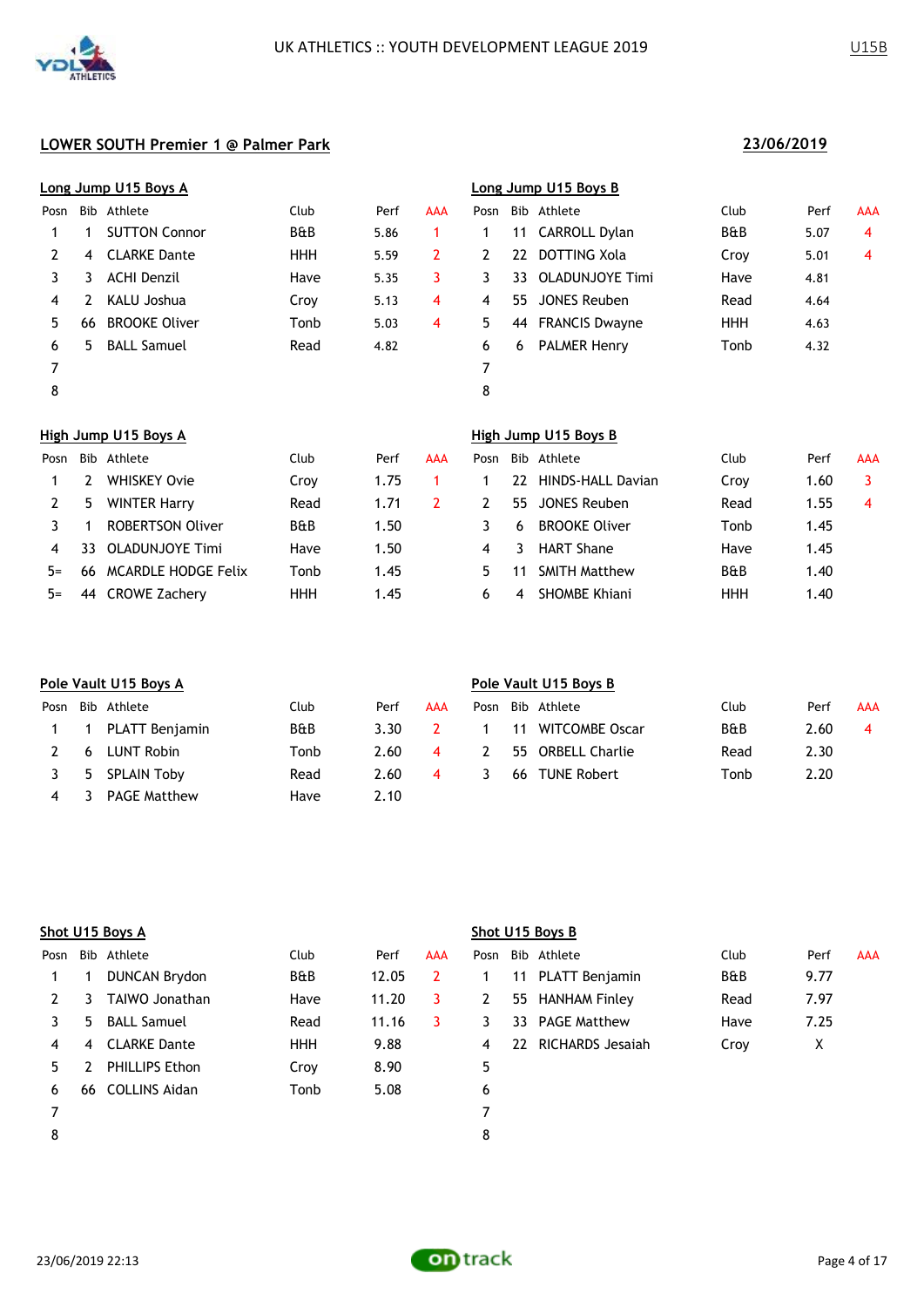UK ATHLETICS :: YOUTH DEVELOPMENT LEAGUE 2019

U15B

## LOWER SOUTH Premier 1 @ Palmer Park

23/06/2019

### Long Jump U15 Boys A

| Posn | Bib | Athlete | Club | Perf | AAA |
|---|---|---|---|---|---|
| 1 | 1 | SUTTON Connor | B&B | 5.86 | 1 |
| 2 | 4 | CLARKE Dante | HHH | 5.59 | 2 |
| 3 | 3 | ACHI Denzil | Have | 5.35 | 3 |
| 4 | 2 | KALU Joshua | Croy | 5.13 | 4 |
| 5 | 66 | BROOKE Oliver | Tonb | 5.03 | 4 |
| 6 | 5 | BALL Samuel | Read | 4.82 | |
| 7 | | | | | |
| 8 | | | | | |

### Long Jump U15 Boys B

| Posn | Bib | Athlete | Club | Perf | AAA |
|---|---|---|---|---|---|
| 1 | 11 | CARROLL Dylan | B&B | 5.07 | 4 |
| 2 | 22 | DOTTING Xola | Croy | 5.01 | 4 |
| 3 | 33 | OLADUNJOYE Timi | Have | 4.81 | |
| 4 | 55 | JONES Reuben | Read | 4.64 | |
| 5 | 44 | FRANCIS Dwayne | HHH | 4.63 | |
| 6 | 6 | PALMER Henry | Tonb | 4.32 | |
| 7 | | | | | |
| 8 | | | | | |

### High Jump U15 Boys A

| Posn | Bib | Athlete | Club | Perf | AAA |
|---|---|---|---|---|---|
| 1 | 2 | WHISKEY Ovie | Croy | 1.75 | 1 |
| 2 | 5 | WINTER Harry | Read | 1.71 | 2 |
| 3 | 1 | ROBERTSON Oliver | B&B | 1.50 | |
| 4 | 33 | OLADUNJOYE Timi | Have | 1.50 | |
| 5= | 66 | MCARDLE HODGE Felix | Tonb | 1.45 | |
| 5= | 44 | CROWE Zachery | HHH | 1.45 | |

### High Jump U15 Boys B

| Posn | Bib | Athlete | Club | Perf | AAA |
|---|---|---|---|---|---|
| 1 | 22 | HINDS-HALL Davian | Croy | 1.60 | 3 |
| 2 | 55 | JONES Reuben | Read | 1.55 | 4 |
| 3 | 6 | BROOKE Oliver | Tonb | 1.45 | |
| 4 | 3 | HART Shane | Have | 1.45 | |
| 5 | 11 | SMITH Matthew | B&B | 1.40 | |
| 6 | 4 | SHOMBE Khiani | HHH | 1.40 | |

### Pole Vault U15 Boys A

| Posn | Bib | Athlete | Club | Perf | AAA |
|---|---|---|---|---|---|
| 1 | 1 | PLATT Benjamin | B&B | 3.30 | 2 |
| 2 | 6 | LUNT Robin | Tonb | 2.60 | 4 |
| 3 | 5 | SPLAIN Toby | Read | 2.60 | 4 |
| 4 | 3 | PAGE Matthew | Have | 2.10 | |

### Pole Vault U15 Boys B

| Posn | Bib | Athlete | Club | Perf | AAA |
|---|---|---|---|---|---|
| 1 | 11 | WITCOMBE Oscar | B&B | 2.60 | 4 |
| 2 | 55 | ORBELL Charlie | Read | 2.30 | |
| 3 | 66 | TUNE Robert | Tonb | 2.20 | |

### Shot U15 Boys A

| Posn | Bib | Athlete | Club | Perf | AAA |
|---|---|---|---|---|---|
| 1 | 1 | DUNCAN Brydon | B&B | 12.05 | 2 |
| 2 | 3 | TAIWO Jonathan | Have | 11.20 | 3 |
| 3 | 5 | BALL Samuel | Read | 11.16 | 3 |
| 4 | 4 | CLARKE Dante | HHH | 9.88 | |
| 5 | 2 | PHILLIPS Ethon | Croy | 8.90 | |
| 6 | 66 | COLLINS Aidan | Tonb | 5.08 | |
| 7 | | | | | |
| 8 | | | | | |

### Shot U15 Boys B

| Posn | Bib | Athlete | Club | Perf | AAA |
|---|---|---|---|---|---|
| 1 | 11 | PLATT Benjamin | B&B | 9.77 | |
| 2 | 55 | HANHAM Finley | Read | 7.97 | |
| 3 | 33 | PAGE Matthew | Have | 7.25 | |
| 4 | 22 | RICHARDS Jesaiah | Croy | X | |
| 5 | | | | | |
| 6 | | | | | |
| 7 | | | | | |
| 8 | | | | | |

23/06/2019 22:13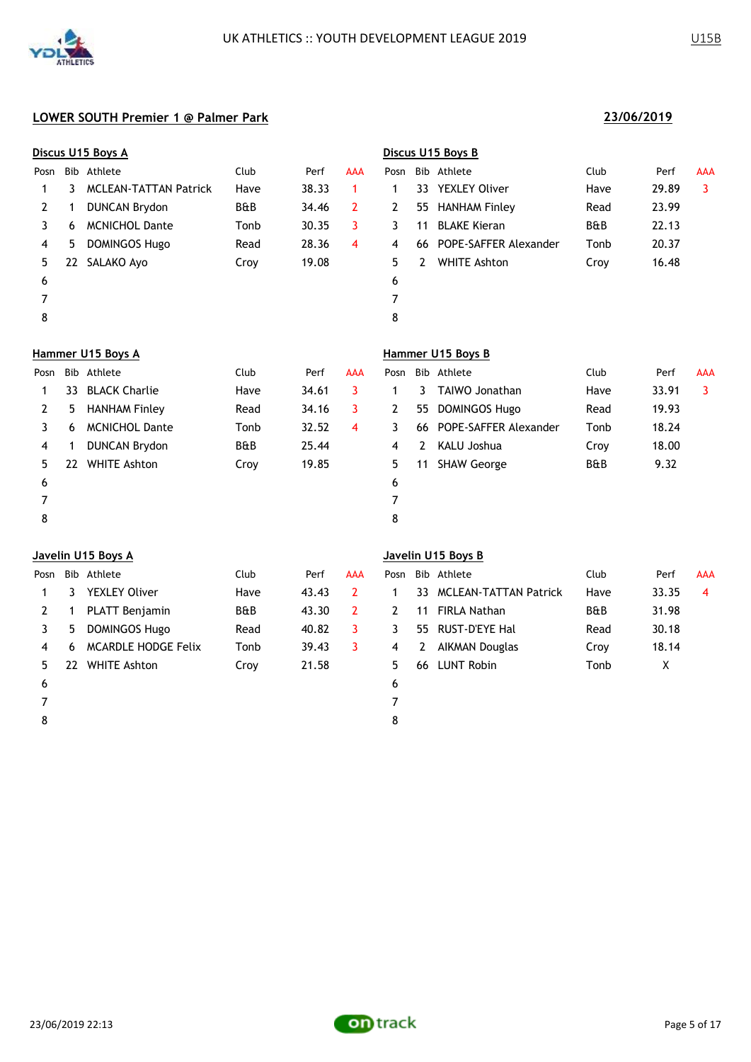UK ATHLETICS :: YOUTH DEVELOPMENT LEAGUE 2019

U15B

## LOWER SOUTH Premier 1 @ Palmer Park

**23/06/2019**

### Discus U15 Boys A

| Posn | Bib | Athlete | Club | Perf | AAA |
|---|---|---|---|---|---|
| 1 | 3 | MCLEAN-TATTAN Patrick | Have | 38.33 | 1 |
| 2 | 1 | DUNCAN Brydon | B&B | 34.46 | 2 |
| 3 | 6 | MCNICHOL Dante | Tonb | 30.35 | 3 |
| 4 | 5 | DOMINGOS Hugo | Read | 28.36 | 4 |
| 5 | 22 | SALAKO Ayo | Croy | 19.08 | |
| 6 | | | | | |
| 7 | | | | | |
| 8 | | | | | |

### Discus U15 Boys B

| Posn | Bib | Athlete | Club | Perf | AAA |
|---|---|---|---|---|---|
| 1 | 33 | YEXLEY Oliver | Have | 29.89 | 3 |
| 2 | 55 | HANHAM Finley | Read | 23.99 | |
| 3 | 11 | BLAKE Kieran | B&B | 22.13 | |
| 4 | 66 | POPE-SAFFER Alexander | Tonb | 20.37 | |
| 5 | 2 | WHITE Ashton | Croy | 16.48 | |
| 6 | | | | | |
| 7 | | | | | |
| 8 | | | | | |

### Hammer U15 Boys A

| Posn | Bib | Athlete | Club | Perf | AAA |
|---|---|---|---|---|---|
| 1 | 33 | BLACK Charlie | Have | 34.61 | 3 |
| 2 | 5 | HANHAM Finley | Read | 34.16 | 3 |
| 3 | 6 | MCNICHOL Dante | Tonb | 32.52 | 4 |
| 4 | 1 | DUNCAN Brydon | B&B | 25.44 | |
| 5 | 22 | WHITE Ashton | Croy | 19.85 | |
| 6 | | | | | |
| 7 | | | | | |
| 8 | | | | | |

### Hammer U15 Boys B

| Posn | Bib | Athlete | Club | Perf | AAA |
|---|---|---|---|---|---|
| 1 | 3 | TAIWO Jonathan | Have | 33.91 | 3 |
| 2 | 55 | DOMINGOS Hugo | Read | 19.93 | |
| 3 | 66 | POPE-SAFFER Alexander | Tonb | 18.24 | |
| 4 | 2 | KALU Joshua | Croy | 18.00 | |
| 5 | 11 | SHAW George | B&B | 9.32 | |
| 6 | | | | | |
| 7 | | | | | |
| 8 | | | | | |

### Javelin U15 Boys A

| Posn | Bib | Athlete | Club | Perf | AAA |
|---|---|---|---|---|---|
| 1 | 3 | YEXLEY Oliver | Have | 43.43 | 2 |
| 2 | 1 | PLATT Benjamin | B&B | 43.30 | 2 |
| 3 | 5 | DOMINGOS Hugo | Read | 40.82 | 3 |
| 4 | 6 | MCARDLE HODGE Felix | Tonb | 39.43 | 3 |
| 5 | 22 | WHITE Ashton | Croy | 21.58 | |
| 6 | | | | | |
| 7 | | | | | |
| 8 | | | | | |

### Javelin U15 Boys B

| Posn | Bib | Athlete | Club | Perf | AAA |
|---|---|---|---|---|---|
| 1 | 33 | MCLEAN-TATTAN Patrick | Have | 33.35 | 4 |
| 2 | 11 | FIRLA Nathan | B&B | 31.98 | |
| 3 | 55 | RUST-D'EYE Hal | Read | 30.18 | |
| 4 | 2 | AIKMAN Douglas | Croy | 18.14 | |
| 5 | 66 | LUNT Robin | Tonb | X | |
| 6 | | | | | |
| 7 | | | | | |
| 8 | | | | | |

23/06/2019 22:13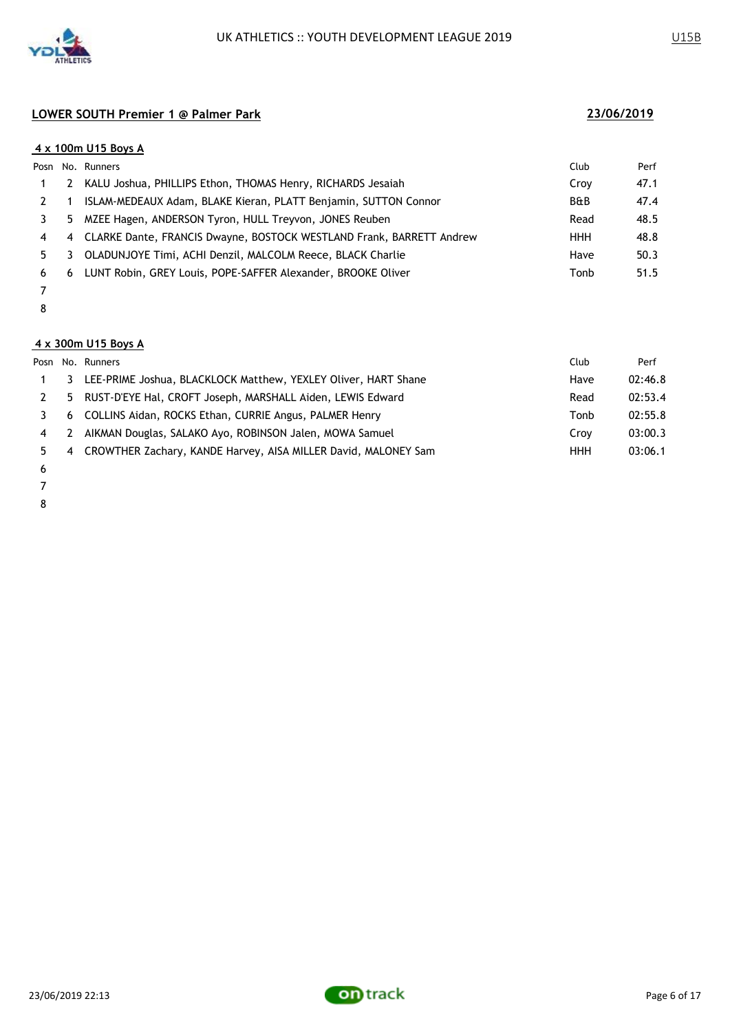**LOWER SOUTH Premier 1 @ Palmer Park** **23/06/2019**

**4 x 100m U15 Boys A**

| Posn | No. | Runners | Club | Perf |
|---|---|---|---|---|
| 1 | 2 | KALU Joshua, PHILLIPS Ethon, THOMAS Henry, RICHARDS Jesaiah | Croy | 47.1 |
| 2 | 1 | ISLAM-MEDEAUX Adam, BLAKE Kieran, PLATT Benjamin, SUTTON Connor | B&B | 47.4 |
| 3 | 5 | MZEE Hagen, ANDERSON Tyron, HULL Treyvon, JONES Reuben | Read | 48.5 |
| 4 | 4 | CLARKE Dante, FRANCIS Dwayne, BOSTOCK WESTLAND Frank, BARRETT Andrew | HHH | 48.8 |
| 5 | 3 | OLADUNJOYE Timi, ACHI Denzil, MALCOLM Reece, BLACK Charlie | Have | 50.3 |
| 6 | 6 | LUNT Robin, GREY Louis, POPE-SAFFER Alexander, BROOKE Oliver | Tonb | 51.5 |
| 7 | | | | |
| 8 | | | | |

**4 x 300m U15 Boys A**

| Posn | No. | Runners | Club | Perf |
|---|---|---|---|---|
| 1 | 3 | LEE-PRIME Joshua, BLACKLOCK Matthew, YEXLEY Oliver, HART Shane | Have | 02:46.8 |
| 2 | 5 | RUST-D'EYE Hal, CROFT Joseph, MARSHALL Aiden, LEWIS Edward | Read | 02:53.4 |
| 3 | 6 | COLLINS Aidan, ROCKS Ethan, CURRIE Angus, PALMER Henry | Tonb | 02:55.8 |
| 4 | 2 | AIKMAN Douglas, SALAKO Ayo, ROBINSON Jalen, MOWA Samuel | Croy | 03:00.3 |
| 5 | 4 | CROWTHER Zachary, KANDE Harvey, AISA MILLER David, MALONEY Sam | HHH | 03:06.1 |
| 6 | | | | |
| 7 | | | | |
| 8 | | | | |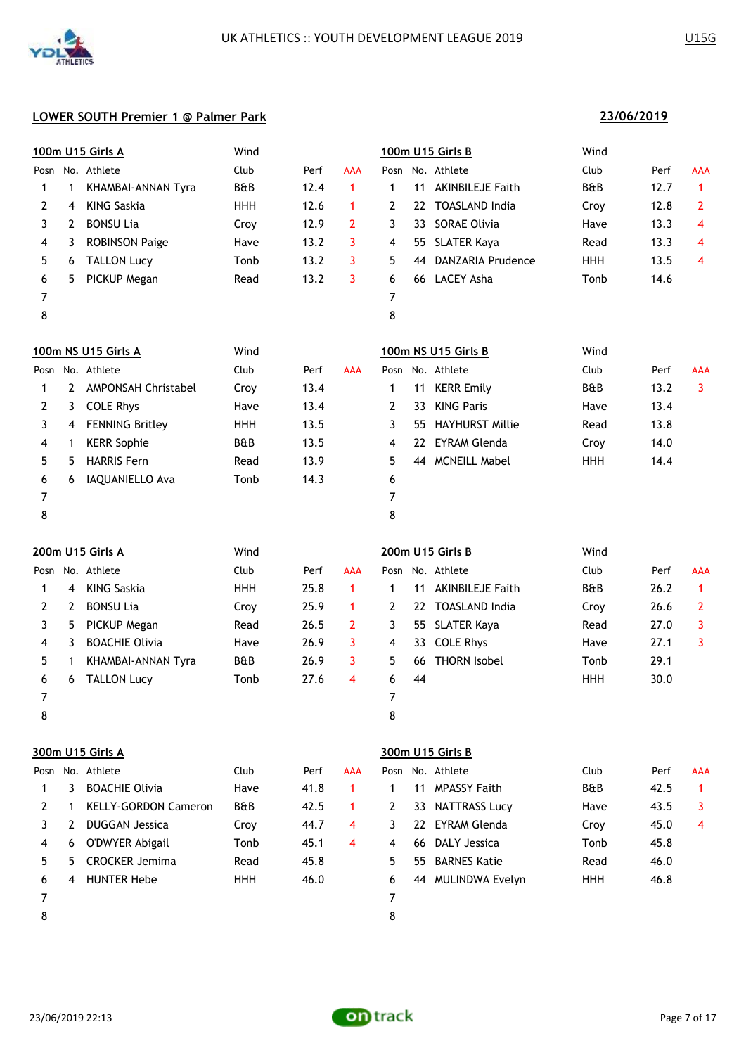UK ATHLETICS :: YOUTH DEVELOPMENT LEAGUE 2019

U15G

## LOWER SOUTH Premier 1 @ Palmer Park

**23/06/2019**

### 100m U15 Girls A

Wind

| Posn | No. | Athlete | Club | Perf | AAA |
|---|---|---|---|---|---|
| 1 | 1 | KHAMBAI-ANNAN Tyra | B&B | 12.4 | 1 |
| 2 | 4 | KING Saskia | HHH | 12.6 | 1 |
| 3 | 2 | BONSU Lia | Croy | 12.9 | 2 |
| 4 | 3 | ROBINSON Paige | Have | 13.2 | 3 |
| 5 | 6 | TALLON Lucy | Tonb | 13.2 | 3 |
| 6 | 5 | PICKUP Megan | Read | 13.2 | 3 |
| 7 | | | | | |
| 8 | | | | | |

### 100m U15 Girls B

Wind

| Posn | No. | Athlete | Club | Perf | AAA |
|---|---|---|---|---|---|
| 1 | 11 | AKINBILEJE Faith | B&B | 12.7 | 1 |
| 2 | 22 | TOASLAND India | Croy | 12.8 | 2 |
| 3 | 33 | SORAE Olivia | Have | 13.3 | 4 |
| 4 | 55 | SLATER Kaya | Read | 13.3 | 4 |
| 5 | 44 | DANZARIA Prudence | HHH | 13.5 | 4 |
| 6 | 66 | LACEY Asha | Tonb | 14.6 | |
| 7 | | | | | |
| 8 | | | | | |

### 100m NS U15 Girls A

Wind

| Posn | No. | Athlete | Club | Perf | AAA |
|---|---|---|---|---|---|
| 1 | 2 | AMPONSAH Christabel | Croy | 13.4 | |
| 2 | 3 | COLE Rhys | Have | 13.4 | |
| 3 | 4 | FENNING Britley | HHH | 13.5 | |
| 4 | 1 | KERR Sophie | B&B | 13.5 | |
| 5 | 5 | HARRIS Fern | Read | 13.9 | |
| 6 | 6 | IAQUANIELLO Ava | Tonb | 14.3 | |
| 7 | | | | | |
| 8 | | | | | |

### 100m NS U15 Girls B

Wind

| Posn | No. | Athlete | Club | Perf | AAA |
|---|---|---|---|---|---|
| 1 | 11 | KERR Emily | B&B | 13.2 | 3 |
| 2 | 33 | KING Paris | Have | 13.4 | |
| 3 | 55 | HAYHURST Millie | Read | 13.8 | |
| 4 | 22 | EYRAM Glenda | Croy | 14.0 | |
| 5 | 44 | MCNEILL Mabel | HHH | 14.4 | |
| 6 | | | | | |
| 7 | | | | | |
| 8 | | | | | |

### 200m U15 Girls A

Wind

| Posn | No. | Athlete | Club | Perf | AAA |
|---|---|---|---|---|---|
| 1 | 4 | KING Saskia | HHH | 25.8 | 1 |
| 2 | 2 | BONSU Lia | Croy | 25.9 | 1 |
| 3 | 5 | PICKUP Megan | Read | 26.5 | 2 |
| 4 | 3 | BOACHIE Olivia | Have | 26.9 | 3 |
| 5 | 1 | KHAMBAI-ANNAN Tyra | B&B | 26.9 | 3 |
| 6 | 6 | TALLON Lucy | Tonb | 27.6 | 4 |
| 7 | | | | | |
| 8 | | | | | |

### 200m U15 Girls B

Wind

| Posn | No. | Athlete | Club | Perf | AAA |
|---|---|---|---|---|---|
| 1 | 11 | AKINBILEJE Faith | B&B | 26.2 | 1 |
| 2 | 22 | TOASLAND India | Croy | 26.6 | 2 |
| 3 | 55 | SLATER Kaya | Read | 27.0 | 3 |
| 4 | 33 | COLE Rhys | Have | 27.1 | 3 |
| 5 | 66 | THORN Isobel | Tonb | 29.1 | |
| 6 | 44 | | HHH | 30.0 | |
| 7 | | | | | |
| 8 | | | | | |

### 300m U15 Girls A

| Posn | No. | Athlete | Club | Perf | AAA |
|---|---|---|---|---|---|
| 1 | 3 | BOACHIE Olivia | Have | 41.8 | 1 |
| 2 | 1 | KELLY-GORDON Cameron | B&B | 42.5 | 1 |
| 3 | 2 | DUGGAN Jessica | Croy | 44.7 | 4 |
| 4 | 6 | O'DWYER Abigail | Tonb | 45.1 | 4 |
| 5 | 5 | CROCKER Jemima | Read | 45.8 | |
| 6 | 4 | HUNTER Hebe | HHH | 46.0 | |
| 7 | | | | | |
| 8 | | | | | |

### 300m U15 Girls B

| Posn | No. | Athlete | Club | Perf | AAA |
|---|---|---|---|---|---|
| 1 | 11 | MPASSY Faith | B&B | 42.5 | 1 |
| 2 | 33 | NATTRASS Lucy | Have | 43.5 | 3 |
| 3 | 22 | EYRAM Glenda | Croy | 45.0 | 4 |
| 4 | 66 | DALY Jessica | Tonb | 45.8 | |
| 5 | 55 | BARNES Katie | Read | 46.0 | |
| 6 | 44 | MULINDWA Evelyn | HHH | 46.8 | |
| 7 | | | | | |
| 8 | | | | | |

23/06/2019 22:13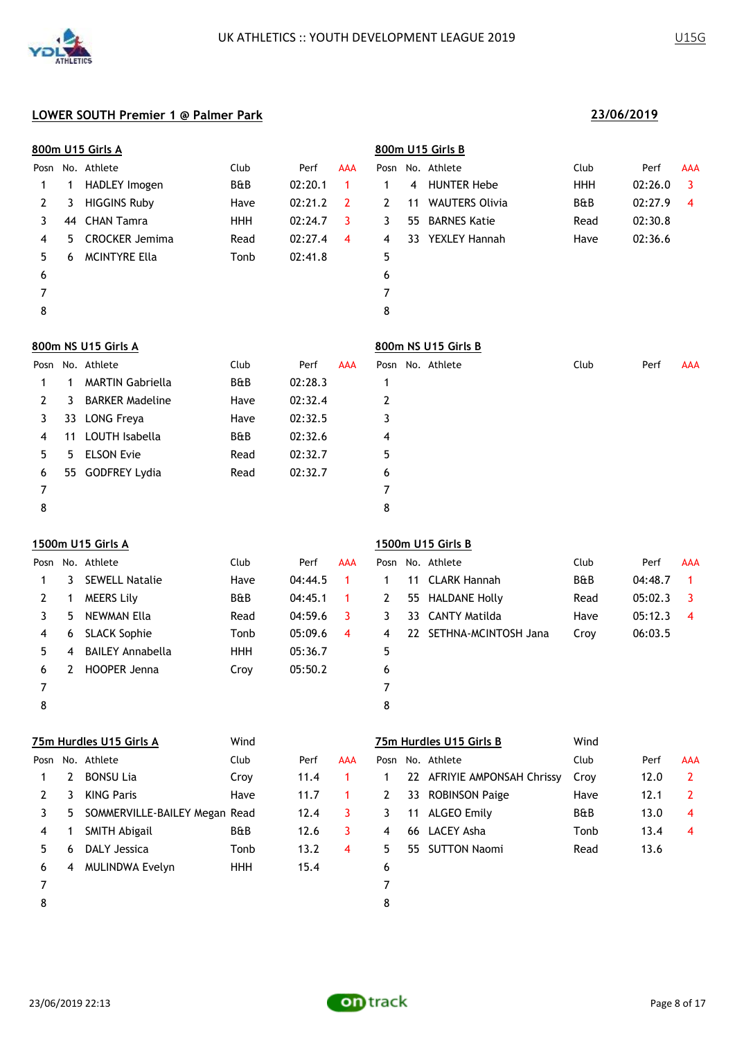UK ATHLETICS :: YOUTH DEVELOPMENT LEAGUE 2019 — U15G

## LOWER SOUTH Premier 1 @ Palmer Park

**23/06/2019**

### 800m U15 Girls A

| Posn | No. | Athlete | Club | Perf | AAA |
|---|---|---|---|---|---|
| 1 | 1 | HADLEY Imogen | B&B | 02:20.1 | 1 |
| 2 | 3 | HIGGINS Ruby | Have | 02:21.2 | 2 |
| 3 | 44 | CHAN Tamra | HHH | 02:24.7 | 3 |
| 4 | 5 | CROCKER Jemima | Read | 02:27.4 | 4 |
| 5 | 6 | MCINTYRE Ella | Tonb | 02:41.8 | |
| 6 | | | | | |
| 7 | | | | | |
| 8 | | | | | |

### 800m U15 Girls B

| Posn | No. | Athlete | Club | Perf | AAA |
|---|---|---|---|---|---|
| 1 | 4 | HUNTER Hebe | HHH | 02:26.0 | 3 |
| 2 | 11 | WAUTERS Olivia | B&B | 02:27.9 | 4 |
| 3 | 55 | BARNES Katie | Read | 02:30.8 | |
| 4 | 33 | YEXLEY Hannah | Have | 02:36.6 | |
| 5 | | | | | |
| 6 | | | | | |
| 7 | | | | | |
| 8 | | | | | |

### 800m NS U15 Girls A

| Posn | No. | Athlete | Club | Perf | AAA |
|---|---|---|---|---|---|
| 1 | 1 | MARTIN Gabriella | B&B | 02:28.3 | |
| 2 | 3 | BARKER Madeline | Have | 02:32.4 | |
| 3 | 33 | LONG Freya | Have | 02:32.5 | |
| 4 | 11 | LOUTH Isabella | B&B | 02:32.6 | |
| 5 | 5 | ELSON Evie | Read | 02:32.7 | |
| 6 | 55 | GODFREY Lydia | Read | 02:32.7 | |
| 7 | | | | | |
| 8 | | | | | |

### 800m NS U15 Girls B

| Posn | No. | Athlete | Club | Perf | AAA |
|---|---|---|---|---|---|
| 1 | | | | | |
| 2 | | | | | |
| 3 | | | | | |
| 4 | | | | | |
| 5 | | | | | |
| 6 | | | | | |
| 7 | | | | | |
| 8 | | | | | |

### 1500m U15 Girls A

| Posn | No. | Athlete | Club | Perf | AAA |
|---|---|---|---|---|---|
| 1 | 3 | SEWELL Natalie | Have | 04:44.5 | 1 |
| 2 | 1 | MEERS Lily | B&B | 04:45.1 | 1 |
| 3 | 5 | NEWMAN Ella | Read | 04:59.6 | 3 |
| 4 | 6 | SLACK Sophie | Tonb | 05:09.6 | 4 |
| 5 | 4 | BAILEY Annabella | HHH | 05:36.7 | |
| 6 | 2 | HOOPER Jenna | Croy | 05:50.2 | |
| 7 | | | | | |
| 8 | | | | | |

### 1500m U15 Girls B

| Posn | No. | Athlete | Club | Perf | AAA |
|---|---|---|---|---|---|
| 1 | 11 | CLARK Hannah | B&B | 04:48.7 | 1 |
| 2 | 55 | HALDANE Holly | Read | 05:02.3 | 3 |
| 3 | 33 | CANTY Matilda | Have | 05:12.3 | 4 |
| 4 | 22 | SETHNA-MCINTOSH Jana | Croy | 06:03.5 | |
| 5 | | | | | |
| 6 | | | | | |
| 7 | | | | | |
| 8 | | | | | |

### 75m Hurdles U15 Girls A

Wind

| Posn | No. | Athlete | Club | Perf | AAA |
|---|---|---|---|---|---|
| 1 | 2 | BONSU Lia | Croy | 11.4 | 1 |
| 2 | 3 | KING Paris | Have | 11.7 | 1 |
| 3 | 5 | SOMMERVILLE-BAILEY Megan | Read | 12.4 | 3 |
| 4 | 1 | SMITH Abigail | B&B | 12.6 | 3 |
| 5 | 6 | DALY Jessica | Tonb | 13.2 | 4 |
| 6 | 4 | MULINDWA Evelyn | HHH | 15.4 | |
| 7 | | | | | |
| 8 | | | | | |

### 75m Hurdles U15 Girls B

Wind

| Posn | No. | Athlete | Club | Perf | AAA |
|---|---|---|---|---|---|
| 1 | 22 | AFRIYIE AMPONSAH Chrissy | Croy | 12.0 | 2 |
| 2 | 33 | ROBINSON Paige | Have | 12.1 | 2 |
| 3 | 11 | ALGEO Emily | B&B | 13.0 | 4 |
| 4 | 66 | LACEY Asha | Tonb | 13.4 | 4 |
| 5 | 55 | SUTTON Naomi | Read | 13.6 | |
| 6 | | | | | |
| 7 | | | | | |
| 8 | | | | | |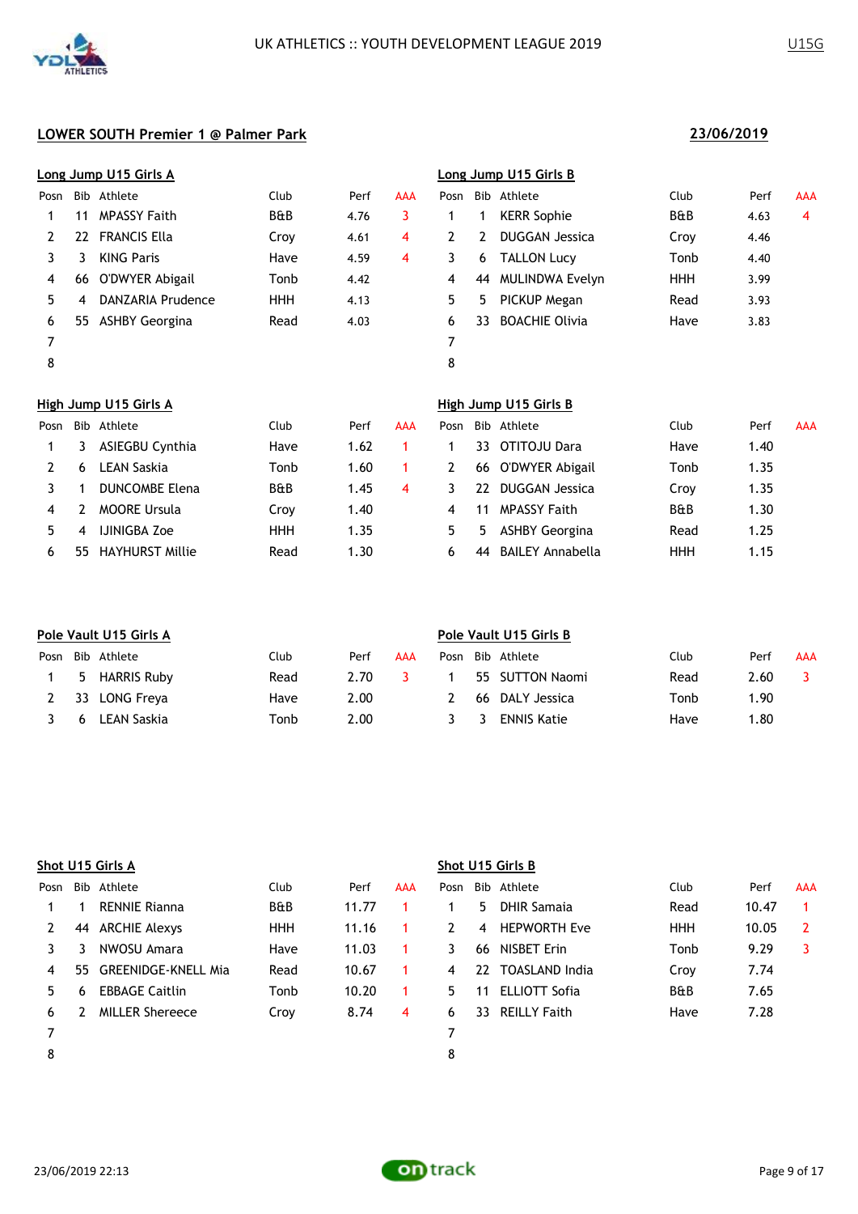UK ATHLETICS :: YOUTH DEVELOPMENT LEAGUE 2019

U15G

## LOWER SOUTH Premier 1 @ Palmer Park

23/06/2019

### Long Jump U15 Girls A

| Posn | Bib | Athlete | Club | Perf | AAA |
|---|---|---|---|---|---|
| 1 | 11 | MPASSY Faith | B&B | 4.76 | 3 |
| 2 | 22 | FRANCIS Ella | Croy | 4.61 | 4 |
| 3 | 3 | KING Paris | Have | 4.59 | 4 |
| 4 | 66 | O'DWYER Abigail | Tonb | 4.42 | |
| 5 | 4 | DANZARIA Prudence | HHH | 4.13 | |
| 6 | 55 | ASHBY Georgina | Read | 4.03 | |
| 7 | | | | | |
| 8 | | | | | |

### Long Jump U15 Girls B

| Posn | Bib | Athlete | Club | Perf | AAA |
|---|---|---|---|---|---|
| 1 | 1 | KERR Sophie | B&B | 4.63 | 4 |
| 2 | 2 | DUGGAN Jessica | Croy | 4.46 | |
| 3 | 6 | TALLON Lucy | Tonb | 4.40 | |
| 4 | 44 | MULINDWA Evelyn | HHH | 3.99 | |
| 5 | 5 | PICKUP Megan | Read | 3.93 | |
| 6 | 33 | BOACHIE Olivia | Have | 3.83 | |
| 7 | | | | | |
| 8 | | | | | |

### High Jump U15 Girls A

| Posn | Bib | Athlete | Club | Perf | AAA |
|---|---|---|---|---|---|
| 1 | 3 | ASIEGBU Cynthia | Have | 1.62 | 1 |
| 2 | 6 | LEAN Saskia | Tonb | 1.60 | 1 |
| 3 | 1 | DUNCOMBE Elena | B&B | 1.45 | 4 |
| 4 | 2 | MOORE Ursula | Croy | 1.40 | |
| 5 | 4 | IJINIGBA Zoe | HHH | 1.35 | |
| 6 | 55 | HAYHURST Millie | Read | 1.30 | |

### High Jump U15 Girls B

| Posn | Bib | Athlete | Club | Perf | AAA |
|---|---|---|---|---|---|
| 1 | 33 | OTITOJU Dara | Have | 1.40 | |
| 2 | 66 | O'DWYER Abigail | Tonb | 1.35 | |
| 3 | 22 | DUGGAN Jessica | Croy | 1.35 | |
| 4 | 11 | MPASSY Faith | B&B | 1.30 | |
| 5 | 5 | ASHBY Georgina | Read | 1.25 | |
| 6 | 44 | BAILEY Annabella | HHH | 1.15 | |

### Pole Vault U15 Girls A

| Posn | Bib | Athlete | Club | Perf | AAA |
|---|---|---|---|---|---|
| 1 | 5 | HARRIS Ruby | Read | 2.70 | 3 |
| 2 | 33 | LONG Freya | Have | 2.00 | |
| 3 | 6 | LEAN Saskia | Tonb | 2.00 | |

### Pole Vault U15 Girls B

| Posn | Bib | Athlete | Club | Perf | AAA |
|---|---|---|---|---|---|
| 1 | 55 | SUTTON Naomi | Read | 2.60 | 3 |
| 2 | 66 | DALY Jessica | Tonb | 1.90 | |
| 3 | 3 | ENNIS Katie | Have | 1.80 | |

### Shot U15 Girls A

| Posn | Bib | Athlete | Club | Perf | AAA |
|---|---|---|---|---|---|
| 1 | 1 | RENNIE Rianna | B&B | 11.77 | 1 |
| 2 | 44 | ARCHIE Alexys | HHH | 11.16 | 1 |
| 3 | 3 | NWOSU Amara | Have | 11.03 | 1 |
| 4 | 55 | GREENIDGE-KNELL Mia | Read | 10.67 | 1 |
| 5 | 6 | EBBAGE Caitlin | Tonb | 10.20 | 1 |
| 6 | 2 | MILLER Shereece | Croy | 8.74 | 4 |
| 7 | | | | | |
| 8 | | | | | |

### Shot U15 Girls B

| Posn | Bib | Athlete | Club | Perf | AAA |
|---|---|---|---|---|---|
| 1 | 5 | DHIR Samaia | Read | 10.47 | 1 |
| 2 | 4 | HEPWORTH Eve | HHH | 10.05 | 2 |
| 3 | 66 | NISBET Erin | Tonb | 9.29 | 3 |
| 4 | 22 | TOASLAND India | Croy | 7.74 | |
| 5 | 11 | ELLIOTT Sofia | B&B | 7.65 | |
| 6 | 33 | REILLY Faith | Have | 7.28 | |
| 7 | | | | | |
| 8 | | | | | |

23/06/2019 22:13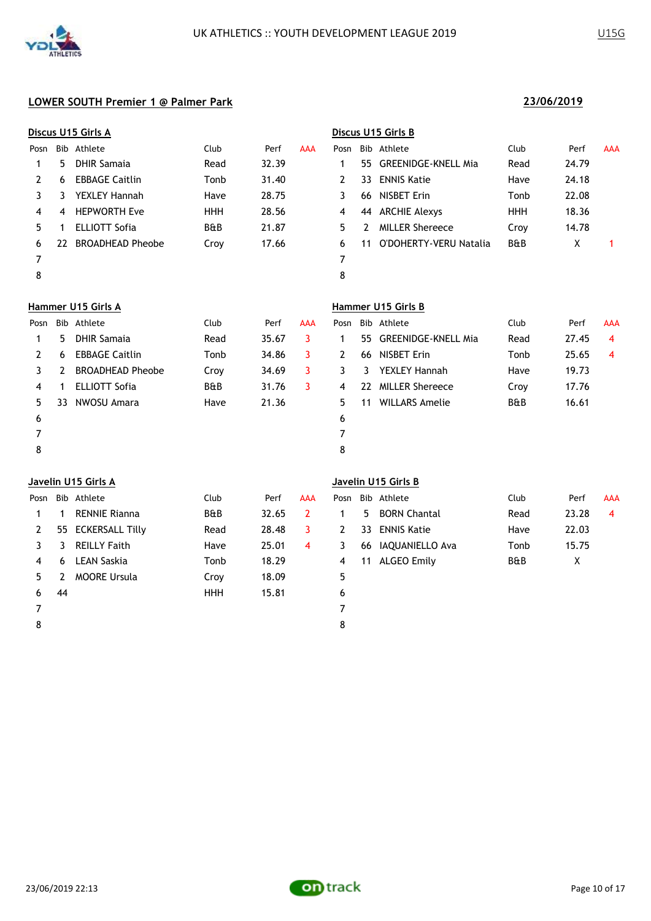UK ATHLETICS :: YOUTH DEVELOPMENT LEAGUE 2019

U15G

## LOWER SOUTH Premier 1 @ Palmer Park

**23/06/2019**

### Discus U15 Girls A

| Posn | Bib | Athlete | Club | Perf | AAA |
|---|---|---|---|---|---|
| 1 | 5 | DHIR Samaia | Read | 32.39 | |
| 2 | 6 | EBBAGE Caitlin | Tonb | 31.40 | |
| 3 | 3 | YEXLEY Hannah | Have | 28.75 | |
| 4 | 4 | HEPWORTH Eve | HHH | 28.56 | |
| 5 | 1 | ELLIOTT Sofia | B&B | 21.87 | |
| 6 | 22 | BROADHEAD Pheobe | Croy | 17.66 | |
| 7 | | | | | |
| 8 | | | | | |

### Discus U15 Girls B

| Posn | Bib | Athlete | Club | Perf | AAA |
|---|---|---|---|---|---|
| 1 | 55 | GREENIDGE-KNELL Mia | Read | 24.79 | |
| 2 | 33 | ENNIS Katie | Have | 24.18 | |
| 3 | 66 | NISBET Erin | Tonb | 22.08 | |
| 4 | 44 | ARCHIE Alexys | HHH | 18.36 | |
| 5 | 2 | MILLER Shereece | Croy | 14.78 | |
| 6 | 11 | O'DOHERTY-VERU Natalia | B&B | X | 1 |
| 7 | | | | | |
| 8 | | | | | |

### Hammer U15 Girls A

| Posn | Bib | Athlete | Club | Perf | AAA |
|---|---|---|---|---|---|
| 1 | 5 | DHIR Samaia | Read | 35.67 | 3 |
| 2 | 6 | EBBAGE Caitlin | Tonb | 34.86 | 3 |
| 3 | 2 | BROADHEAD Pheobe | Croy | 34.69 | 3 |
| 4 | 1 | ELLIOTT Sofia | B&B | 31.76 | 3 |
| 5 | 33 | NWOSU Amara | Have | 21.36 | |
| 6 | | | | | |
| 7 | | | | | |
| 8 | | | | | |

### Hammer U15 Girls B

| Posn | Bib | Athlete | Club | Perf | AAA |
|---|---|---|---|---|---|
| 1 | 55 | GREENIDGE-KNELL Mia | Read | 27.45 | 4 |
| 2 | 66 | NISBET Erin | Tonb | 25.65 | 4 |
| 3 | 3 | YEXLEY Hannah | Have | 19.73 | |
| 4 | 22 | MILLER Shereece | Croy | 17.76 | |
| 5 | 11 | WILLARS Amelie | B&B | 16.61 | |
| 6 | | | | | |
| 7 | | | | | |
| 8 | | | | | |

### Javelin U15 Girls A

| Posn | Bib | Athlete | Club | Perf | AAA |
|---|---|---|---|---|---|
| 1 | 1 | RENNIE Rianna | B&B | 32.65 | 2 |
| 2 | 55 | ECKERSALL Tilly | Read | 28.48 | 3 |
| 3 | 3 | REILLY Faith | Have | 25.01 | 4 |
| 4 | 6 | LEAN Saskia | Tonb | 18.29 | |
| 5 | 2 | MOORE Ursula | Croy | 18.09 | |
| 6 | 44 | | HHH | 15.81 | |
| 7 | | | | | |
| 8 | | | | | |

### Javelin U15 Girls B

| Posn | Bib | Athlete | Club | Perf | AAA |
|---|---|---|---|---|---|
| 1 | 5 | BORN Chantal | Read | 23.28 | 4 |
| 2 | 33 | ENNIS Katie | Have | 22.03 | |
| 3 | 66 | IAQUANIELLO Ava | Tonb | 15.75 | |
| 4 | 11 | ALGEO Emily | B&B | X | |
| 5 | | | | | |
| 6 | | | | | |
| 7 | | | | | |
| 8 | | | | | |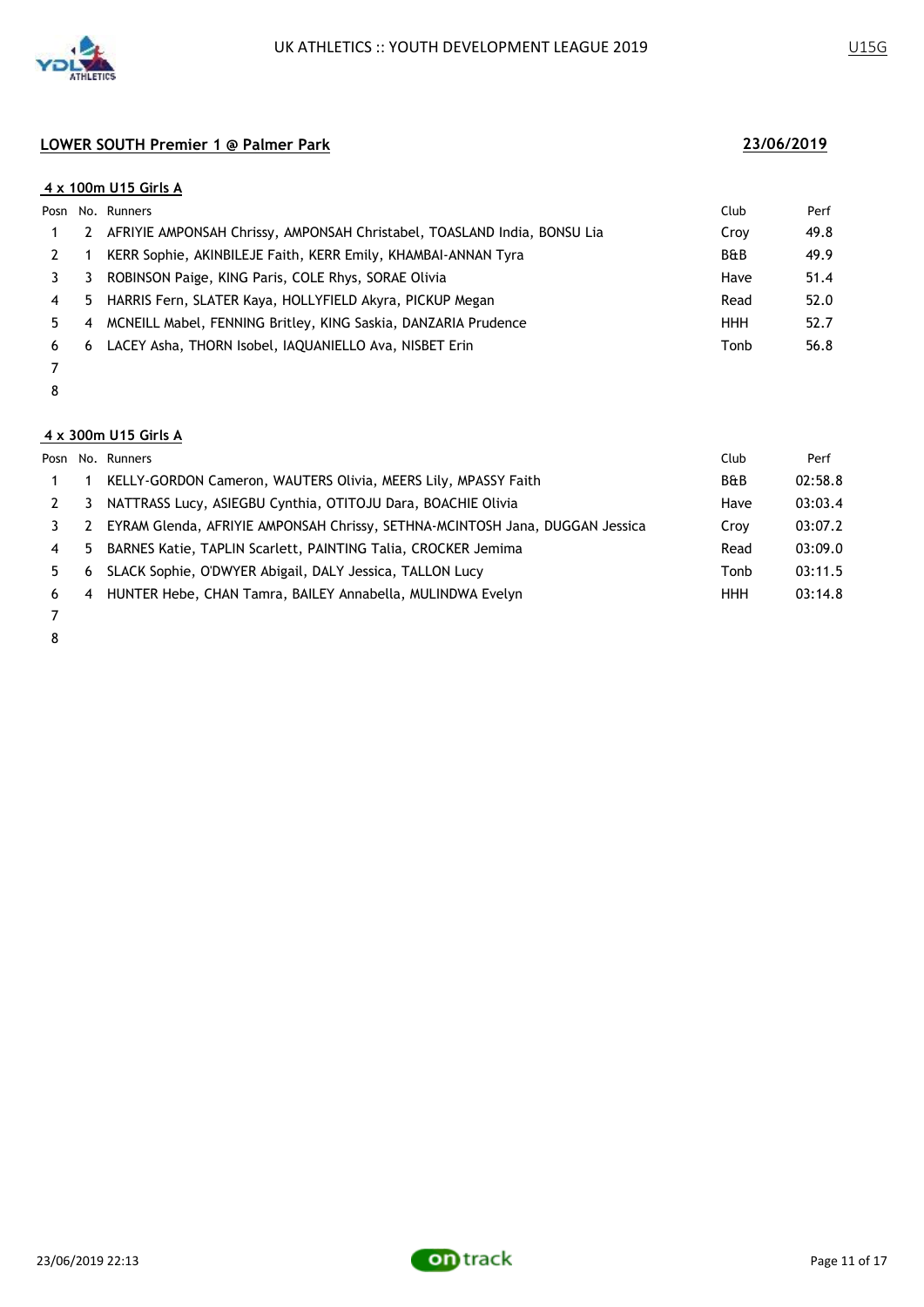## LOWER SOUTH Premier 1 @ Palmer Park

**23/06/2019**

### 4 x 100m U15 Girls A

| Posn | No. | Runners | Club | Perf |
|---|---|---|---|---|
| 1 | 2 | AFRIYIE AMPONSAH Chrissy, AMPONSAH Christabel, TOASLAND India, BONSU Lia | Croy | 49.8 |
| 2 | 1 | KERR Sophie, AKINBILEJE Faith, KERR Emily, KHAMBAI-ANNAN Tyra | B&B | 49.9 |
| 3 | 3 | ROBINSON Paige, KING Paris, COLE Rhys, SORAE Olivia | Have | 51.4 |
| 4 | 5 | HARRIS Fern, SLATER Kaya, HOLLYFIELD Akyra, PICKUP Megan | Read | 52.0 |
| 5 | 4 | MCNEILL Mabel, FENNING Britley, KING Saskia, DANZARIA Prudence | HHH | 52.7 |
| 6 | 6 | LACEY Asha, THORN Isobel, IAQUANIELLO Ava, NISBET Erin | Tonb | 56.8 |
| 7 | | | | |
| 8 | | | | |

### 4 x 300m U15 Girls A

| Posn | No. | Runners | Club | Perf |
|---|---|---|---|---|
| 1 | 1 | KELLY-GORDON Cameron, WAUTERS Olivia, MEERS Lily, MPASSY Faith | B&B | 02:58.8 |
| 2 | 3 | NATTRASS Lucy, ASIEGBU Cynthia, OTITOJU Dara, BOACHIE Olivia | Have | 03:03.4 |
| 3 | 2 | EYRAM Glenda, AFRIYIE AMPONSAH Chrissy, SETHNA-MCINTOSH Jana, DUGGAN Jessica | Croy | 03:07.2 |
| 4 | 5 | BARNES Katie, TAPLIN Scarlett, PAINTING Talia, CROCKER Jemima | Read | 03:09.0 |
| 5 | 6 | SLACK Sophie, O'DWYER Abigail, DALY Jessica, TALLON Lucy | Tonb | 03:11.5 |
| 6 | 4 | HUNTER Hebe, CHAN Tamra, BAILEY Annabella, MULINDWA Evelyn | HHH | 03:14.8 |
| 7 | | | | |
| 8 | | | | |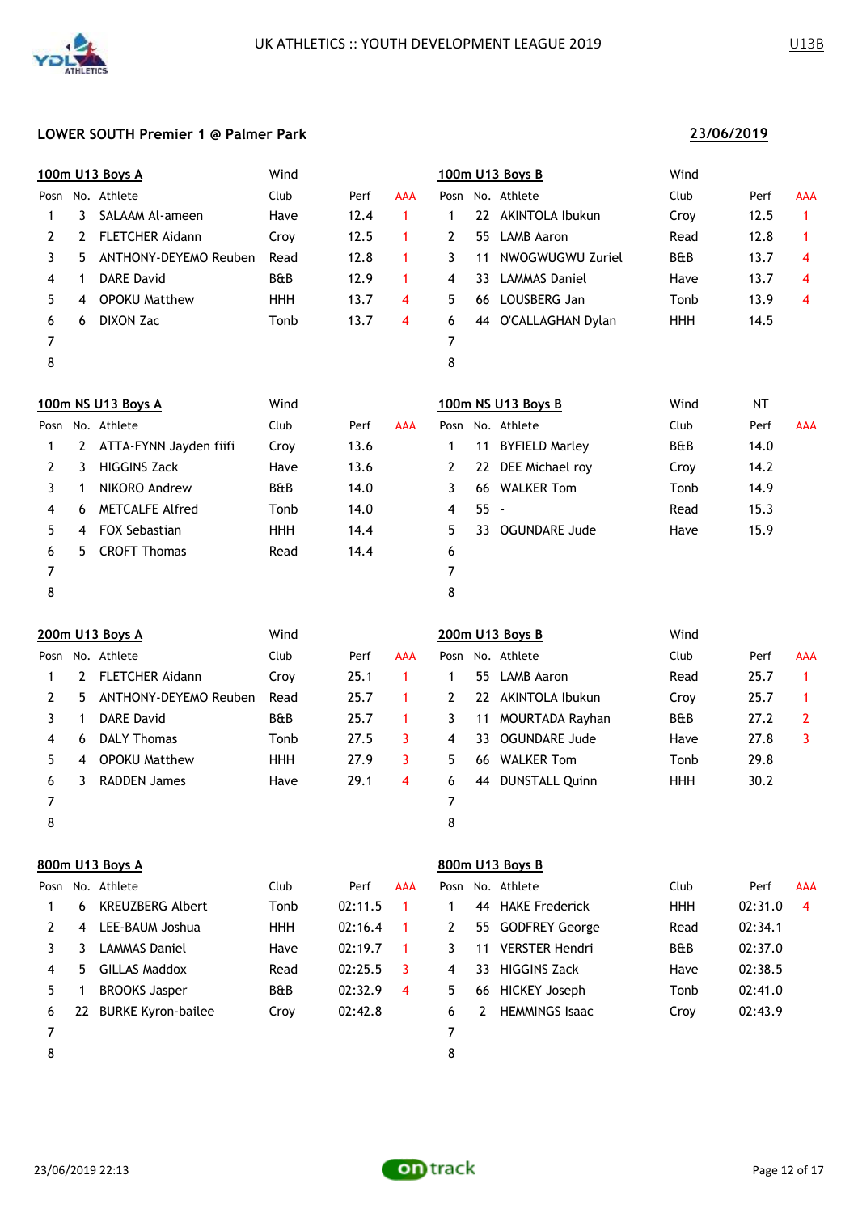UK ATHLETICS :: YOUTH DEVELOPMENT LEAGUE 2019

U13B

## LOWER SOUTH Premier 1 @ Palmer Park

**23/06/2019**

### 100m U13 Boys A

Wind

| Posn | No. | Athlete | Club | Perf | AAA |
|---|---|---|---|---|---|
| 1 | 3 | SALAAM Al-ameen | Have | 12.4 | 1 |
| 2 | 2 | FLETCHER Aidann | Croy | 12.5 | 1 |
| 3 | 5 | ANTHONY-DEYEMO Reuben | Read | 12.8 | 1 |
| 4 | 1 | DARE David | B&B | 12.9 | 1 |
| 5 | 4 | OPOKU Matthew | HHH | 13.7 | 4 |
| 6 | 6 | DIXON Zac | Tonb | 13.7 | 4 |
| 7 | | | | | |
| 8 | | | | | |

### 100m U13 Boys B

Wind

| Posn | No. | Athlete | Club | Perf | AAA |
|---|---|---|---|---|---|
| 1 | 22 | AKINTOLA Ibukun | Croy | 12.5 | 1 |
| 2 | 55 | LAMB Aaron | Read | 12.8 | 1 |
| 3 | 11 | NWOGWUGWU Zuriel | B&B | 13.7 | 4 |
| 4 | 33 | LAMMAS Daniel | Have | 13.7 | 4 |
| 5 | 66 | LOUSBERG Jan | Tonb | 13.9 | 4 |
| 6 | 44 | O'CALLAGHAN Dylan | HHH | 14.5 | |
| 7 | | | | | |
| 8 | | | | | |

### 100m NS U13 Boys A

Wind

| Posn | No. | Athlete | Club | Perf | AAA |
|---|---|---|---|---|---|
| 1 | 2 | ATTA-FYNN Jayden fiifi | Croy | 13.6 | |
| 2 | 3 | HIGGINS Zack | Have | 13.6 | |
| 3 | 1 | NIKORO Andrew | B&B | 14.0 | |
| 4 | 6 | METCALFE Alfred | Tonb | 14.0 | |
| 5 | 4 | FOX Sebastian | HHH | 14.4 | |
| 6 | 5 | CROFT Thomas | Read | 14.4 | |
| 7 | | | | | |
| 8 | | | | | |

### 100m NS U13 Boys B

Wind NT

| Posn | No. | Athlete | Club | Perf | AAA |
|---|---|---|---|---|---|
| 1 | 11 | BYFIELD Marley | B&B | 14.0 | |
| 2 | 22 | DEE Michael roy | Croy | 14.2 | |
| 3 | 66 | WALKER Tom | Tonb | 14.9 | |
| 4 | 55 | - | Read | 15.3 | |
| 5 | 33 | OGUNDARE Jude | Have | 15.9 | |
| 6 | | | | | |
| 7 | | | | | |
| 8 | | | | | |

### 200m U13 Boys A

Wind

| Posn | No. | Athlete | Club | Perf | AAA |
|---|---|---|---|---|---|
| 1 | 2 | FLETCHER Aidann | Croy | 25.1 | 1 |
| 2 | 5 | ANTHONY-DEYEMO Reuben | Read | 25.7 | 1 |
| 3 | 1 | DARE David | B&B | 25.7 | 1 |
| 4 | 6 | DALY Thomas | Tonb | 27.5 | 3 |
| 5 | 4 | OPOKU Matthew | HHH | 27.9 | 3 |
| 6 | 3 | RADDEN James | Have | 29.1 | 4 |
| 7 | | | | | |
| 8 | | | | | |

### 200m U13 Boys B

Wind

| Posn | No. | Athlete | Club | Perf | AAA |
|---|---|---|---|---|---|
| 1 | 55 | LAMB Aaron | Read | 25.7 | 1 |
| 2 | 22 | AKINTOLA Ibukun | Croy | 25.7 | 1 |
| 3 | 11 | MOURTADA Rayhan | B&B | 27.2 | 2 |
| 4 | 33 | OGUNDARE Jude | Have | 27.8 | 3 |
| 5 | 66 | WALKER Tom | Tonb | 29.8 | |
| 6 | 44 | DUNSTALL Quinn | HHH | 30.2 | |
| 7 | | | | | |
| 8 | | | | | |

### 800m U13 Boys A

| Posn | No. | Athlete | Club | Perf | AAA |
|---|---|---|---|---|---|
| 1 | 6 | KREUZBERG Albert | Tonb | 02:11.5 | 1 |
| 2 | 4 | LEE-BAUM Joshua | HHH | 02:16.4 | 1 |
| 3 | 3 | LAMMAS Daniel | Have | 02:19.7 | 1 |
| 4 | 5 | GILLAS Maddox | Read | 02:25.5 | 3 |
| 5 | 1 | BROOKS Jasper | B&B | 02:32.9 | 4 |
| 6 | 22 | BURKE Kyron-bailee | Croy | 02:42.8 | |
| 7 | | | | | |
| 8 | | | | | |

### 800m U13 Boys B

| Posn | No. | Athlete | Club | Perf | AAA |
|---|---|---|---|---|---|
| 1 | 44 | HAKE Frederick | HHH | 02:31.0 | 4 |
| 2 | 55 | GODFREY George | Read | 02:34.1 | |
| 3 | 11 | VERSTER Hendri | B&B | 02:37.0 | |
| 4 | 33 | HIGGINS Zack | Have | 02:38.5 | |
| 5 | 66 | HICKEY Joseph | Tonb | 02:41.0 | |
| 6 | 2 | HEMMINGS Isaac | Croy | 02:43.9 | |
| 7 | | | | | |
| 8 | | | | | |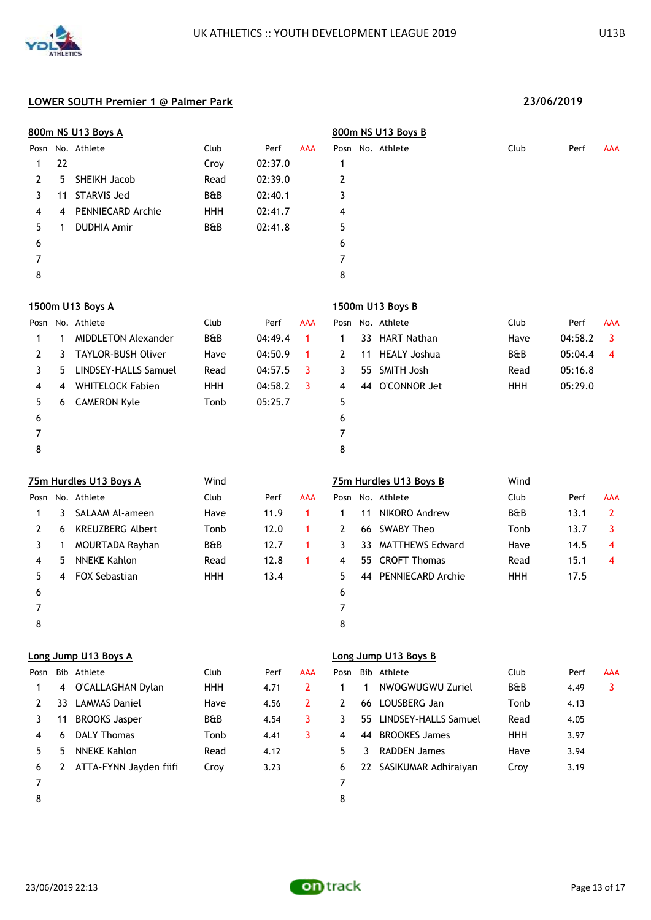UK ATHLETICS :: YOUTH DEVELOPMENT LEAGUE 2019 — U13B

## LOWER SOUTH Premier 1 @ Palmer Park

**23/06/2019**

### 800m NS U13 Boys A

| Posn | No. | Athlete | Club | Perf | AAA |
|---|---|---|---|---|---|
| 1 | 22 | | Croy | 02:37.0 | |
| 2 | 5 | SHEIKH Jacob | Read | 02:39.0 | |
| 3 | 11 | STARVIS Jed | B&B | 02:40.1 | |
| 4 | 4 | PENNIECARD Archie | HHH | 02:41.7 | |
| 5 | 1 | DUDHIA Amir | B&B | 02:41.8 | |
| 6 | | | | | |
| 7 | | | | | |
| 8 | | | | | |

### 800m NS U13 Boys B

| Posn | No. | Athlete | Club | Perf | AAA |
|---|---|---|---|---|---|
| 1 | | | | | |
| 2 | | | | | |
| 3 | | | | | |
| 4 | | | | | |
| 5 | | | | | |
| 6 | | | | | |
| 7 | | | | | |
| 8 | | | | | |

### 1500m U13 Boys A

| Posn | No. | Athlete | Club | Perf | AAA |
|---|---|---|---|---|---|
| 1 | 1 | MIDDLETON Alexander | B&B | 04:49.4 | 1 |
| 2 | 3 | TAYLOR-BUSH Oliver | Have | 04:50.9 | 1 |
| 3 | 5 | LINDSEY-HALLS Samuel | Read | 04:57.5 | 3 |
| 4 | 4 | WHITELOCK Fabien | HHH | 04:58.2 | 3 |
| 5 | 6 | CAMERON Kyle | Tonb | 05:25.7 | |
| 6 | | | | | |
| 7 | | | | | |
| 8 | | | | | |

### 1500m U13 Boys B

| Posn | No. | Athlete | Club | Perf | AAA |
|---|---|---|---|---|---|
| 1 | 33 | HART Nathan | Have | 04:58.2 | 3 |
| 2 | 11 | HEALY Joshua | B&B | 05:04.4 | 4 |
| 3 | 55 | SMITH Josh | Read | 05:16.8 | |
| 4 | 44 | O'CONNOR Jet | HHH | 05:29.0 | |
| 5 | | | | | |
| 6 | | | | | |
| 7 | | | | | |
| 8 | | | | | |

### 75m Hurdles U13 Boys A

Wind

| Posn | No. | Athlete | Club | Perf | AAA |
|---|---|---|---|---|---|
| 1 | 3 | SALAAM Al-ameen | Have | 11.9 | 1 |
| 2 | 6 | KREUZBERG Albert | Tonb | 12.0 | 1 |
| 3 | 1 | MOURTADA Rayhan | B&B | 12.7 | 1 |
| 4 | 5 | NNEKE Kahlon | Read | 12.8 | 1 |
| 5 | 4 | FOX Sebastian | HHH | 13.4 | |
| 6 | | | | | |
| 7 | | | | | |
| 8 | | | | | |

### 75m Hurdles U13 Boys B

Wind

| Posn | No. | Athlete | Club | Perf | AAA |
|---|---|---|---|---|---|
| 1 | 11 | NIKORO Andrew | B&B | 13.1 | 2 |
| 2 | 66 | SWABY Theo | Tonb | 13.7 | 3 |
| 3 | 33 | MATTHEWS Edward | Have | 14.5 | 4 |
| 4 | 55 | CROFT Thomas | Read | 15.1 | 4 |
| 5 | 44 | PENNIECARD Archie | HHH | 17.5 | |
| 6 | | | | | |
| 7 | | | | | |
| 8 | | | | | |

### Long Jump U13 Boys A

| Posn | Bib | Athlete | Club | Perf | AAA |
|---|---|---|---|---|---|
| 1 | 4 | O'CALLAGHAN Dylan | HHH | 4.71 | 2 |
| 2 | 33 | LAMMAS Daniel | Have | 4.56 | 2 |
| 3 | 11 | BROOKS Jasper | B&B | 4.54 | 3 |
| 4 | 6 | DALY Thomas | Tonb | 4.41 | 3 |
| 5 | 5 | NNEKE Kahlon | Read | 4.12 | |
| 6 | 2 | ATTA-FYNN Jayden fiifi | Croy | 3.23 | |
| 7 | | | | | |
| 8 | | | | | |

### Long Jump U13 Boys B

| Posn | Bib | Athlete | Club | Perf | AAA |
|---|---|---|---|---|---|
| 1 | 1 | NWOGWUGWU Zuriel | B&B | 4.49 | 3 |
| 2 | 66 | LOUSBERG Jan | Tonb | 4.13 | |
| 3 | 55 | LINDSEY-HALLS Samuel | Read | 4.05 | |
| 4 | 44 | BROOKES James | HHH | 3.97 | |
| 5 | 3 | RADDEN James | Have | 3.94 | |
| 6 | 22 | SASIKUMAR Adhiraiyan | Croy | 3.19 | |
| 7 | | | | | |
| 8 | | | | | |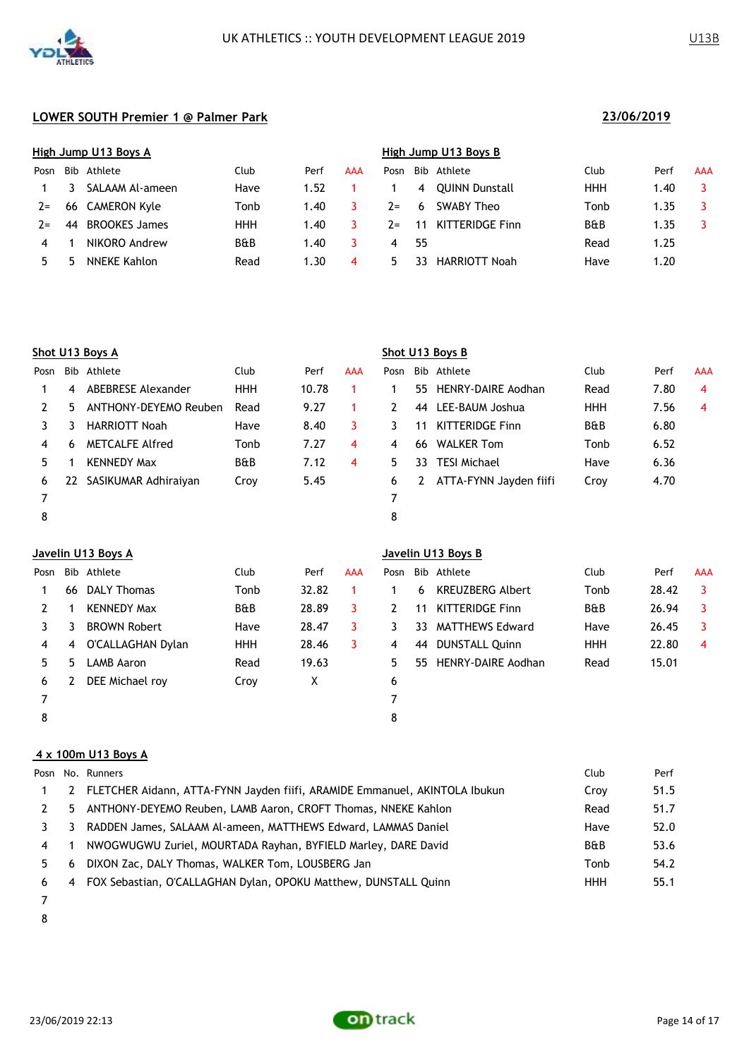UK ATHLETICS :: YOUTH DEVELOPMENT LEAGUE 2019 — U13B

## LOWER SOUTH Premier 1 @ Palmer Park — 23/06/2019

### High Jump U13 Boys A

| Posn | Bib | Athlete | Club | Perf | AAA |
|---|---|---|---|---|---|
| 1 | 3 | SALAAM Al-ameen | Have | 1.52 | 1 |
| 2= | 66 | CAMERON Kyle | Tonb | 1.40 | 3 |
| 2= | 44 | BROOKES James | HHH | 1.40 | 3 |
| 4 | 1 | NIKORO Andrew | B&B | 1.40 | 3 |
| 5 | 5 | NNEKE Kahlon | Read | 1.30 | 4 |

### High Jump U13 Boys B

| Posn | Bib | Athlete | Club | Perf | AAA |
|---|---|---|---|---|---|
| 1 | 4 | QUINN Dunstall | HHH | 1.40 | 3 |
| 2= | 6 | SWABY Theo | Tonb | 1.35 | 3 |
| 2= | 11 | KITTERIDGE Finn | B&B | 1.35 | 3 |
| 4 | 55 | | Read | 1.25 | |
| 5 | 33 | HARRIOTT Noah | Have | 1.20 | |

### Shot U13 Boys A

| Posn | Bib | Athlete | Club | Perf | AAA |
|---|---|---|---|---|---|
| 1 | 4 | ABEBRESE Alexander | HHH | 10.78 | 1 |
| 2 | 5 | ANTHONY-DEYEMO Reuben | Read | 9.27 | 1 |
| 3 | 3 | HARRIOTT Noah | Have | 8.40 | 3 |
| 4 | 6 | METCALFE Alfred | Tonb | 7.27 | 4 |
| 5 | 1 | KENNEDY Max | B&B | 7.12 | 4 |
| 6 | 22 | SASIKUMAR Adhiraiyan | Croy | 5.45 | |
| 7 | | | | | |
| 8 | | | | | |

### Shot U13 Boys B

| Posn | Bib | Athlete | Club | Perf | AAA |
|---|---|---|---|---|---|
| 1 | 55 | HENRY-DAIRE Aodhan | Read | 7.80 | 4 |
| 2 | 44 | LEE-BAUM Joshua | HHH | 7.56 | 4 |
| 3 | 11 | KITTERIDGE Finn | B&B | 6.80 | |
| 4 | 66 | WALKER Tom | Tonb | 6.52 | |
| 5 | 33 | TESI Michael | Have | 6.36 | |
| 6 | 2 | ATTA-FYNN Jayden fiifi | Croy | 4.70 | |
| 7 | | | | | |
| 8 | | | | | |

### Javelin U13 Boys A

| Posn | Bib | Athlete | Club | Perf | AAA |
|---|---|---|---|---|---|
| 1 | 66 | DALY Thomas | Tonb | 32.82 | 1 |
| 2 | 1 | KENNEDY Max | B&B | 28.89 | 3 |
| 3 | 3 | BROWN Robert | Have | 28.47 | 3 |
| 4 | 4 | O'CALLAGHAN Dylan | HHH | 28.46 | 3 |
| 5 | 5 | LAMB Aaron | Read | 19.63 | |
| 6 | 2 | DEE Michael roy | Croy | X | |
| 7 | | | | | |
| 8 | | | | | |

### Javelin U13 Boys B

| Posn | Bib | Athlete | Club | Perf | AAA |
|---|---|---|---|---|---|
| 1 | 6 | KREUZBERG Albert | Tonb | 28.42 | 3 |
| 2 | 11 | KITTERIDGE Finn | B&B | 26.94 | 3 |
| 3 | 33 | MATTHEWS Edward | Have | 26.45 | 3 |
| 4 | 44 | DUNSTALL Quinn | HHH | 22.80 | 4 |
| 5 | 55 | HENRY-DAIRE Aodhan | Read | 15.01 | |
| 6 | | | | | |
| 7 | | | | | |
| 8 | | | | | |

### 4 x 100m U13 Boys A

| Posn | No. | Runners | Club | Perf |
|---|---|---|---|---|
| 1 | 2 | FLETCHER Aidann, ATTA-FYNN Jayden fiifi, ARAMIDE Emmanuel, AKINTOLA Ibukun | Croy | 51.5 |
| 2 | 5 | ANTHONY-DEYEMO Reuben, LAMB Aaron, CROFT Thomas, NNEKE Kahlon | Read | 51.7 |
| 3 | 3 | RADDEN James, SALAAM Al-ameen, MATTHEWS Edward, LAMMAS Daniel | Have | 52.0 |
| 4 | 1 | NWOGWUGWU Zuriel, MOURTADA Rayhan, BYFIELD Marley, DARE David | B&B | 53.6 |
| 5 | 6 | DIXON Zac, DALY Thomas, WALKER Tom, LOUSBERG Jan | Tonb | 54.2 |
| 6 | 4 | FOX Sebastian, O'CALLAGHAN Dylan, OPOKU Matthew, DUNSTALL Quinn | HHH | 55.1 |
| 7 | | | | |
| 8 | | | | |

23/06/2019 22:13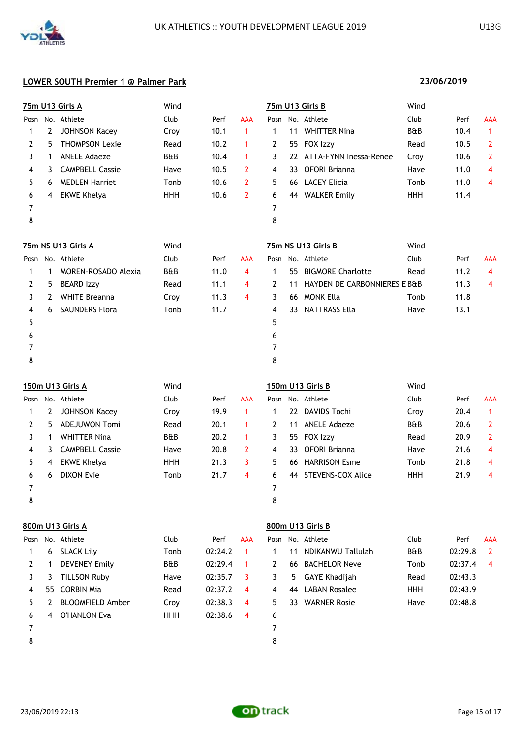UK ATHLETICS :: YOUTH DEVELOPMENT LEAGUE 2019

U13G

## LOWER SOUTH Premier 1 @ Palmer Park

**23/06/2019**

### 75m U13 Girls A

Wind

| Posn | No. | Athlete | Club | Perf | AAA |
|---|---|---|---|---|---|
| 1 | 2 | JOHNSON Kacey | Croy | 10.1 | 1 |
| 2 | 5 | THOMPSON Lexie | Read | 10.2 | 1 |
| 3 | 1 | ANELE Adaeze | B&B | 10.4 | 1 |
| 4 | 3 | CAMPBELL Cassie | Have | 10.5 | 2 |
| 5 | 6 | MEDLEN Harriet | Tonb | 10.6 | 2 |
| 6 | 4 | EKWE Khelya | HHH | 10.6 | 2 |
| 7 | | | | | |
| 8 | | | | | |

### 75m U13 Girls B

Wind

| Posn | No. | Athlete | Club | Perf | AAA |
|---|---|---|---|---|---|
| 1 | 11 | WHITTER Nina | B&B | 10.4 | 1 |
| 2 | 55 | FOX Izzy | Read | 10.5 | 2 |
| 3 | 22 | ATTA-FYNN Inessa-Renee | Croy | 10.6 | 2 |
| 4 | 33 | OFORI Brianna | Have | 11.0 | 4 |
| 5 | 66 | LACEY Elicia | Tonb | 11.0 | 4 |
| 6 | 44 | WALKER Emily | HHH | 11.4 | |
| 7 | | | | | |
| 8 | | | | | |

### 75m NS U13 Girls A

Wind

| Posn | No. | Athlete | Club | Perf | AAA |
|---|---|---|---|---|---|
| 1 | 1 | MOREN-ROSADO Alexia | B&B | 11.0 | 4 |
| 2 | 5 | BEARD Izzy | Read | 11.1 | 4 |
| 3 | 2 | WHITE Breanna | Croy | 11.3 | 4 |
| 4 | 6 | SAUNDERS Flora | Tonb | 11.7 | |
| 5 | | | | | |
| 6 | | | | | |
| 7 | | | | | |
| 8 | | | | | |

### 75m NS U13 Girls B

Wind

| Posn | No. | Athlete | Club | Perf | AAA |
|---|---|---|---|---|---|
| 1 | 55 | BIGMORE Charlotte | Read | 11.2 | 4 |
| 2 | 11 | HAYDEN DE CARBONNIERES E | B&B | 11.3 | 4 |
| 3 | 66 | MONK Ella | Tonb | 11.8 | |
| 4 | 33 | NATTRASS Ella | Have | 13.1 | |
| 5 | | | | | |
| 6 | | | | | |
| 7 | | | | | |
| 8 | | | | | |

### 150m U13 Girls A

Wind

| Posn | No. | Athlete | Club | Perf | AAA |
|---|---|---|---|---|---|
| 1 | 2 | JOHNSON Kacey | Croy | 19.9 | 1 |
| 2 | 5 | ADEJUWON Tomi | Read | 20.1 | 1 |
| 3 | 1 | WHITTER Nina | B&B | 20.2 | 1 |
| 4 | 3 | CAMPBELL Cassie | Have | 20.8 | 2 |
| 5 | 4 | EKWE Khelya | HHH | 21.3 | 3 |
| 6 | 6 | DIXON Evie | Tonb | 21.7 | 4 |
| 7 | | | | | |
| 8 | | | | | |

### 150m U13 Girls B

Wind

| Posn | No. | Athlete | Club | Perf | AAA |
|---|---|---|---|---|---|
| 1 | 22 | DAVIDS Tochi | Croy | 20.4 | 1 |
| 2 | 11 | ANELE Adaeze | B&B | 20.6 | 2 |
| 3 | 55 | FOX Izzy | Read | 20.9 | 2 |
| 4 | 33 | OFORI Brianna | Have | 21.6 | 4 |
| 5 | 66 | HARRISON Esme | Tonb | 21.8 | 4 |
| 6 | 44 | STEVENS-COX Alice | HHH | 21.9 | 4 |
| 7 | | | | | |
| 8 | | | | | |

### 800m U13 Girls A

| Posn | No. | Athlete | Club | Perf | AAA |
|---|---|---|---|---|---|
| 1 | 6 | SLACK Lily | Tonb | 02:24.2 | 1 |
| 2 | 1 | DEVENEY Emily | B&B | 02:29.4 | 1 |
| 3 | 3 | TILLSON Ruby | Have | 02:35.7 | 3 |
| 4 | 55 | CORBIN Mia | Read | 02:37.2 | 4 |
| 5 | 2 | BLOOMFIELD Amber | Croy | 02:38.3 | 4 |
| 6 | 4 | O'HANLON Eva | HHH | 02:38.6 | 4 |
| 7 | | | | | |
| 8 | | | | | |

### 800m U13 Girls B

| Posn | No. | Athlete | Club | Perf | AAA |
|---|---|---|---|---|---|
| 1 | 11 | NDIKANWU Tallulah | B&B | 02:29.8 | 2 |
| 2 | 66 | BACHELOR Neve | Tonb | 02:37.4 | 4 |
| 3 | 5 | GAYE Khadijah | Read | 02:43.3 | |
| 4 | 44 | LABAN Rosalee | HHH | 02:43.9 | |
| 5 | 33 | WARNER Rosie | Have | 02:48.8 | |
| 6 | | | | | |
| 7 | | | | | |
| 8 | | | | | |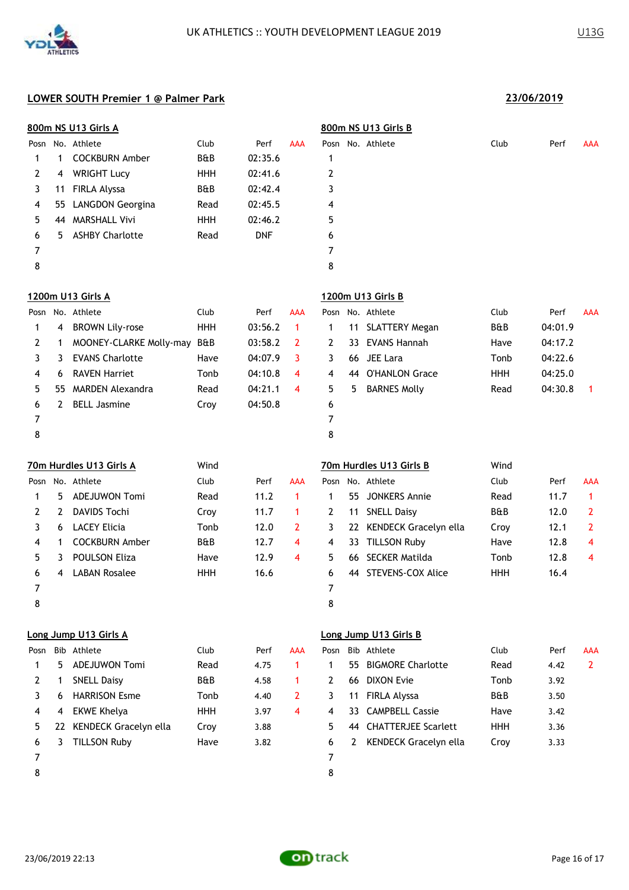UK ATHLETICS :: YOUTH DEVELOPMENT LEAGUE 2019

U13G

## LOWER SOUTH Premier 1 @ Palmer Park

23/06/2019

### 800m NS U13 Girls A

| Posn | No. | Athlete | Club | Perf | AAA |
|---|---|---|---|---|---|
| 1 | 1 | COCKBURN Amber | B&B | 02:35.6 | |
| 2 | 4 | WRIGHT Lucy | HHH | 02:41.6 | |
| 3 | 11 | FIRLA Alyssa | B&B | 02:42.4 | |
| 4 | 55 | LANGDON Georgina | Read | 02:45.5 | |
| 5 | 44 | MARSHALL Vivi | HHH | 02:46.2 | |
| 6 | 5 | ASHBY Charlotte | Read | DNF | |
| 7 | | | | | |
| 8 | | | | | |

### 800m NS U13 Girls B

| Posn | No. | Athlete | Club | Perf | AAA |
|---|---|---|---|---|---|
| 1 | | | | | |
| 2 | | | | | |
| 3 | | | | | |
| 4 | | | | | |
| 5 | | | | | |
| 6 | | | | | |
| 7 | | | | | |
| 8 | | | | | |

### 1200m U13 Girls A

| Posn | No. | Athlete | Club | Perf | AAA |
|---|---|---|---|---|---|
| 1 | 4 | BROWN Lily-rose | HHH | 03:56.2 | 1 |
| 2 | 1 | MOONEY-CLARKE Molly-may | B&B | 03:58.2 | 2 |
| 3 | 3 | EVANS Charlotte | Have | 04:07.9 | 3 |
| 4 | 6 | RAVEN Harriet | Tonb | 04:10.8 | 4 |
| 5 | 55 | MARDEN Alexandra | Read | 04:21.1 | 4 |
| 6 | 2 | BELL Jasmine | Croy | 04:50.8 | |
| 7 | | | | | |
| 8 | | | | | |

### 1200m U13 Girls B

| Posn | No. | Athlete | Club | Perf | AAA |
|---|---|---|---|---|---|
| 1 | 11 | SLATTERY Megan | B&B | 04:01.9 | |
| 2 | 33 | EVANS Hannah | Have | 04:17.2 | |
| 3 | 66 | JEE Lara | Tonb | 04:22.6 | |
| 4 | 44 | O'HANLON Grace | HHH | 04:25.0 | |
| 5 | 5 | BARNES Molly | Read | 04:30.8 | 1 |
| 6 | | | | | |
| 7 | | | | | |
| 8 | | | | | |

### 70m Hurdles U13 Girls A

Wind

| Posn | No. | Athlete | Club | Perf | AAA |
|---|---|---|---|---|---|
| 1 | 5 | ADEJUWON Tomi | Read | 11.2 | 1 |
| 2 | 2 | DAVIDS Tochi | Croy | 11.7 | 1 |
| 3 | 6 | LACEY Elicia | Tonb | 12.0 | 2 |
| 4 | 1 | COCKBURN Amber | B&B | 12.7 | 4 |
| 5 | 3 | POULSON Eliza | Have | 12.9 | 4 |
| 6 | 4 | LABAN Rosalee | HHH | 16.6 | |
| 7 | | | | | |
| 8 | | | | | |

### 70m Hurdles U13 Girls B

Wind

| Posn | No. | Athlete | Club | Perf | AAA |
|---|---|---|---|---|---|
| 1 | 55 | JONKERS Annie | Read | 11.7 | 1 |
| 2 | 11 | SNELL Daisy | B&B | 12.0 | 2 |
| 3 | 22 | KENDECK Gracelyn ella | Croy | 12.1 | 2 |
| 4 | 33 | TILLSON Ruby | Have | 12.8 | 4 |
| 5 | 66 | SECKER Matilda | Tonb | 12.8 | 4 |
| 6 | 44 | STEVENS-COX Alice | HHH | 16.4 | |
| 7 | | | | | |
| 8 | | | | | |

### Long Jump U13 Girls A

| Posn | Bib | Athlete | Club | Perf | AAA |
|---|---|---|---|---|---|
| 1 | 5 | ADEJUWON Tomi | Read | 4.75 | 1 |
| 2 | 1 | SNELL Daisy | B&B | 4.58 | 1 |
| 3 | 6 | HARRISON Esme | Tonb | 4.40 | 2 |
| 4 | 4 | EKWE Khelya | HHH | 3.97 | 4 |
| 5 | 22 | KENDECK Gracelyn ella | Croy | 3.88 | |
| 6 | 3 | TILLSON Ruby | Have | 3.82 | |
| 7 | | | | | |
| 8 | | | | | |

### Long Jump U13 Girls B

| Posn | Bib | Athlete | Club | Perf | AAA |
|---|---|---|---|---|---|
| 1 | 55 | BIGMORE Charlotte | Read | 4.42 | 2 |
| 2 | 66 | DIXON Evie | Tonb | 3.92 | |
| 3 | 11 | FIRLA Alyssa | B&B | 3.50 | |
| 4 | 33 | CAMPBELL Cassie | Have | 3.42 | |
| 5 | 44 | CHATTERJEE Scarlett | HHH | 3.36 | |
| 6 | 2 | KENDECK Gracelyn ella | Croy | 3.33 | |
| 7 | | | | | |
| 8 | | | | | |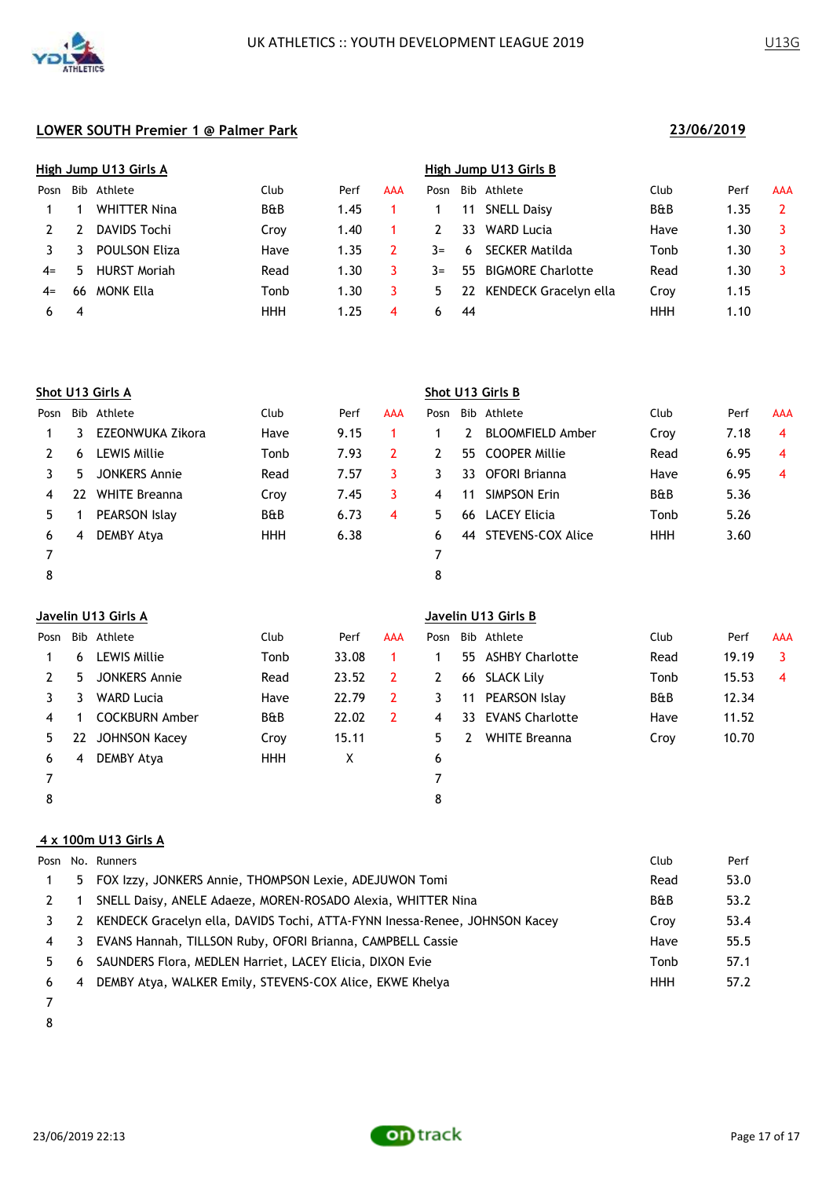UK ATHLETICS :: YOUTH DEVELOPMENT LEAGUE 2019

U13G

## LOWER SOUTH Premier 1 @ Palmer Park

**23/06/2019**

### High Jump U13 Girls A

| Posn | Bib | Athlete | Club | Perf | AAA |
|---|---|---|---|---|---|
| 1 | 1 | WHITTER Nina | B&B | 1.45 | 1 |
| 2 | 2 | DAVIDS Tochi | Croy | 1.40 | 1 |
| 3 | 3 | POULSON Eliza | Have | 1.35 | 2 |
| 4= | 5 | HURST Moriah | Read | 1.30 | 3 |
| 4= | 66 | MONK Ella | Tonb | 1.30 | 3 |
| 6 | 4 | | HHH | 1.25 | 4 |

### High Jump U13 Girls B

| Posn | Bib | Athlete | Club | Perf | AAA |
|---|---|---|---|---|---|
| 1 | 11 | SNELL Daisy | B&B | 1.35 | 2 |
| 2 | 33 | WARD Lucia | Have | 1.30 | 3 |
| 3= | 6 | SECKER Matilda | Tonb | 1.30 | 3 |
| 3= | 55 | BIGMORE Charlotte | Read | 1.30 | 3 |
| 5 | 22 | KENDECK Gracelyn ella | Croy | 1.15 | |
| 6 | 44 | | HHH | 1.10 | |

### Shot U13 Girls A

| Posn | Bib | Athlete | Club | Perf | AAA |
|---|---|---|---|---|---|
| 1 | 3 | EZEONWUKA Zikora | Have | 9.15 | 1 |
| 2 | 6 | LEWIS Millie | Tonb | 7.93 | 2 |
| 3 | 5 | JONKERS Annie | Read | 7.57 | 3 |
| 4 | 22 | WHITE Breanna | Croy | 7.45 | 3 |
| 5 | 1 | PEARSON Islay | B&B | 6.73 | 4 |
| 6 | 4 | DEMBY Atya | HHH | 6.38 | |
| 7 | | | | | |
| 8 | | | | | |

### Shot U13 Girls B

| Posn | Bib | Athlete | Club | Perf | AAA |
|---|---|---|---|---|---|
| 1 | 2 | BLOOMFIELD Amber | Croy | 7.18 | 4 |
| 2 | 55 | COOPER Millie | Read | 6.95 | 4 |
| 3 | 33 | OFORI Brianna | Have | 6.95 | 4 |
| 4 | 11 | SIMPSON Erin | B&B | 5.36 | |
| 5 | 66 | LACEY Elicia | Tonb | 5.26 | |
| 6 | 44 | STEVENS-COX Alice | HHH | 3.60 | |
| 7 | | | | | |
| 8 | | | | | |

### Javelin U13 Girls A

| Posn | Bib | Athlete | Club | Perf | AAA |
|---|---|---|---|---|---|
| 1 | 6 | LEWIS Millie | Tonb | 33.08 | 1 |
| 2 | 5 | JONKERS Annie | Read | 23.52 | 2 |
| 3 | 3 | WARD Lucia | Have | 22.79 | 2 |
| 4 | 1 | COCKBURN Amber | B&B | 22.02 | 2 |
| 5 | 22 | JOHNSON Kacey | Croy | 15.11 | |
| 6 | 4 | DEMBY Atya | HHH | X | |
| 7 | | | | | |
| 8 | | | | | |

### Javelin U13 Girls B

| Posn | Bib | Athlete | Club | Perf | AAA |
|---|---|---|---|---|---|
| 1 | 55 | ASHBY Charlotte | Read | 19.19 | 3 |
| 2 | 66 | SLACK Lily | Tonb | 15.53 | 4 |
| 3 | 11 | PEARSON Islay | B&B | 12.34 | |
| 4 | 33 | EVANS Charlotte | Have | 11.52 | |
| 5 | 2 | WHITE Breanna | Croy | 10.70 | |
| 6 | | | | | |
| 7 | | | | | |
| 8 | | | | | |

### 4 x 100m U13 Girls A

| Posn | No. | Runners | Club | Perf |
|---|---|---|---|---|
| 1 | 5 | FOX Izzy, JONKERS Annie, THOMPSON Lexie, ADEJUWON Tomi | Read | 53.0 |
| 2 | 1 | SNELL Daisy, ANELE Adaeze, MOREN-ROSADO Alexia, WHITTER Nina | B&B | 53.2 |
| 3 | 2 | KENDECK Gracelyn ella, DAVIDS Tochi, ATTA-FYNN Inessa-Renee, JOHNSON Kacey | Croy | 53.4 |
| 4 | 3 | EVANS Hannah, TILLSON Ruby, OFORI Brianna, CAMPBELL Cassie | Have | 55.5 |
| 5 | 6 | SAUNDERS Flora, MEDLEN Harriet, LACEY Elicia, DIXON Evie | Tonb | 57.1 |
| 6 | 4 | DEMBY Atya, WALKER Emily, STEVENS-COX Alice, EKWE Khelya | HHH | 57.2 |
| 7 | | | | |
| 8 | | | | |